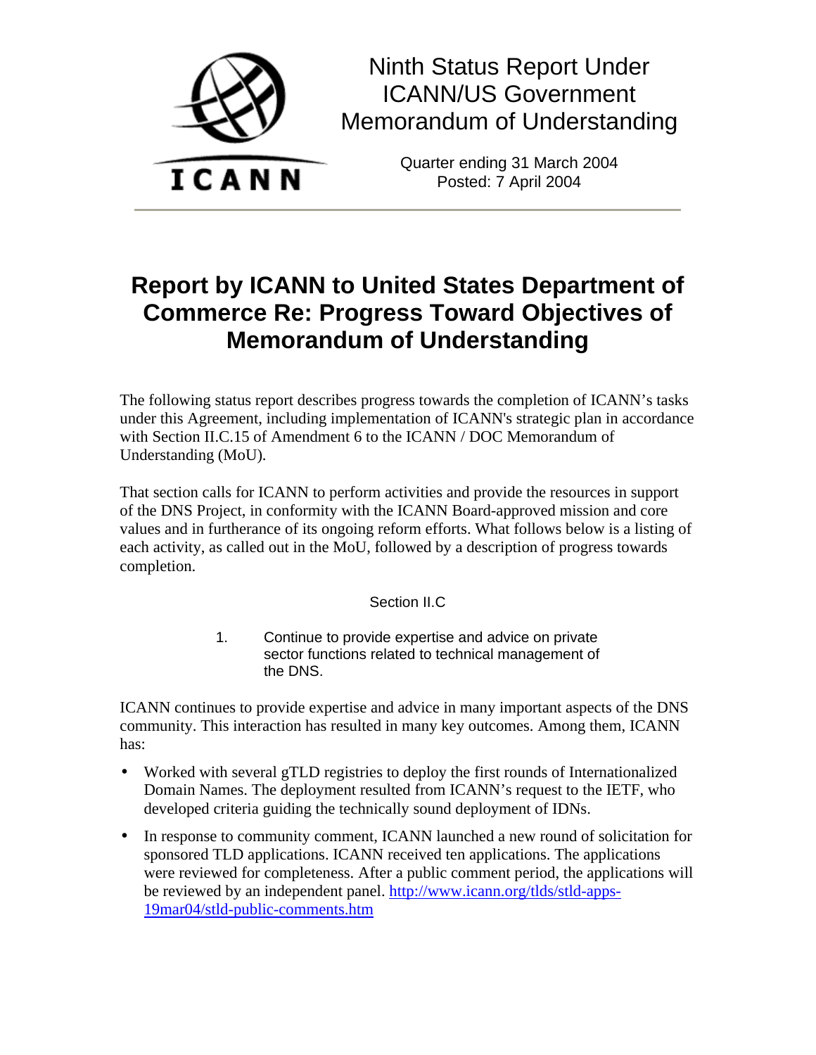ICANN

# Ninth Status Report Under ICANN/US Government Memorandum of Understanding

Quarter ending 31 March 2004
Posted: 7 April 2004

---

# Report by ICANN to United States Department of Commerce Re: Progress Toward Objectives of Memorandum of Understanding

The following status report describes progress towards the completion of ICANN's tasks under this Agreement, including implementation of ICANN's strategic plan in accordance with Section II.C.15 of Amendment 6 to the ICANN / DOC Memorandum of Understanding (MoU).

That section calls for ICANN to perform activities and provide the resources in support of the DNS Project, in conformity with the ICANN Board-approved mission and core values and in furtherance of its ongoing reform efforts. What follows below is a listing of each activity, as called out in the MoU, followed by a description of progress towards completion.

Section II.C

1. Continue to provide expertise and advice on private sector functions related to technical management of the DNS.

ICANN continues to provide expertise and advice in many important aspects of the DNS community. This interaction has resulted in many key outcomes. Among them, ICANN has:

- Worked with several gTLD registries to deploy the first rounds of Internationalized Domain Names. The deployment resulted from ICANN's request to the IETF, who developed criteria guiding the technically sound deployment of IDNs.
- In response to community comment, ICANN launched a new round of solicitation for sponsored TLD applications. ICANN received ten applications. The applications were reviewed for completeness. After a public comment period, the applications will be reviewed by an independent panel. http://www.icann.org/tlds/stld-apps-19mar04/stld-public-comments.htm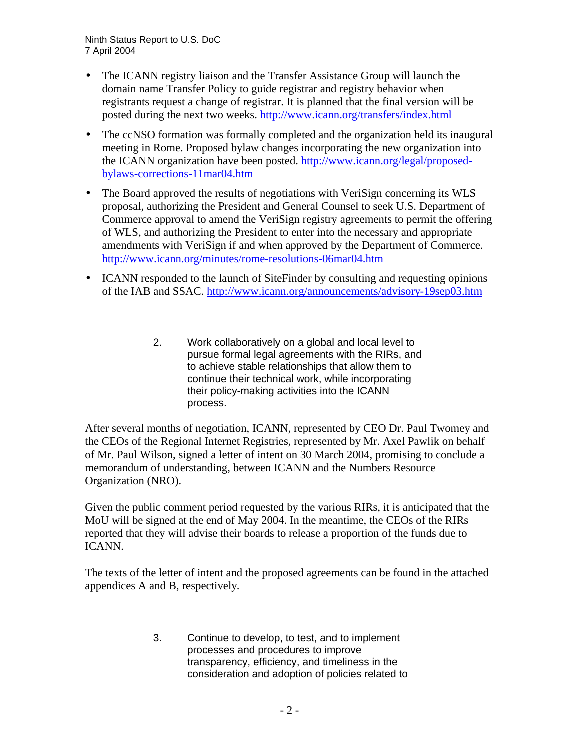- The ICANN registry liaison and the Transfer Assistance Group will launch the domain name Transfer Policy to guide registrar and registry behavior when registrants request a change of registrar. It is planned that the final version will be posted during the next two weeks. http://www.icann.org/transfers/index.html

- The ccNSO formation was formally completed and the organization held its inaugural meeting in Rome. Proposed bylaw changes incorporating the new organization into the ICANN organization have been posted. http://www.icann.org/legal/proposed-bylaws-corrections-11mar04.htm

- The Board approved the results of negotiations with VeriSign concerning its WLS proposal, authorizing the President and General Counsel to seek U.S. Department of Commerce approval to amend the VeriSign registry agreements to permit the offering of WLS, and authorizing the President to enter into the necessary and appropriate amendments with VeriSign if and when approved by the Department of Commerce. http://www.icann.org/minutes/rome-resolutions-06mar04.htm

- ICANN responded to the launch of SiteFinder by consulting and requesting opinions of the IAB and SSAC. http://www.icann.org/announcements/advisory-19sep03.htm

2. Work collaboratively on a global and local level to pursue formal legal agreements with the RIRs, and to achieve stable relationships that allow them to continue their technical work, while incorporating their policy-making activities into the ICANN process.

After several months of negotiation, ICANN, represented by CEO Dr. Paul Twomey and the CEOs of the Regional Internet Registries, represented by Mr. Axel Pawlik on behalf of Mr. Paul Wilson, signed a letter of intent on 30 March 2004, promising to conclude a memorandum of understanding, between ICANN and the Numbers Resource Organization (NRO).

Given the public comment period requested by the various RIRs, it is anticipated that the MoU will be signed at the end of May 2004. In the meantime, the CEOs of the RIRs reported that they will advise their boards to release a proportion of the funds due to ICANN.

The texts of the letter of intent and the proposed agreements can be found in the attached appendices A and B, respectively.

3. Continue to develop, to test, and to implement processes and procedures to improve transparency, efficiency, and timeliness in the consideration and adoption of policies related to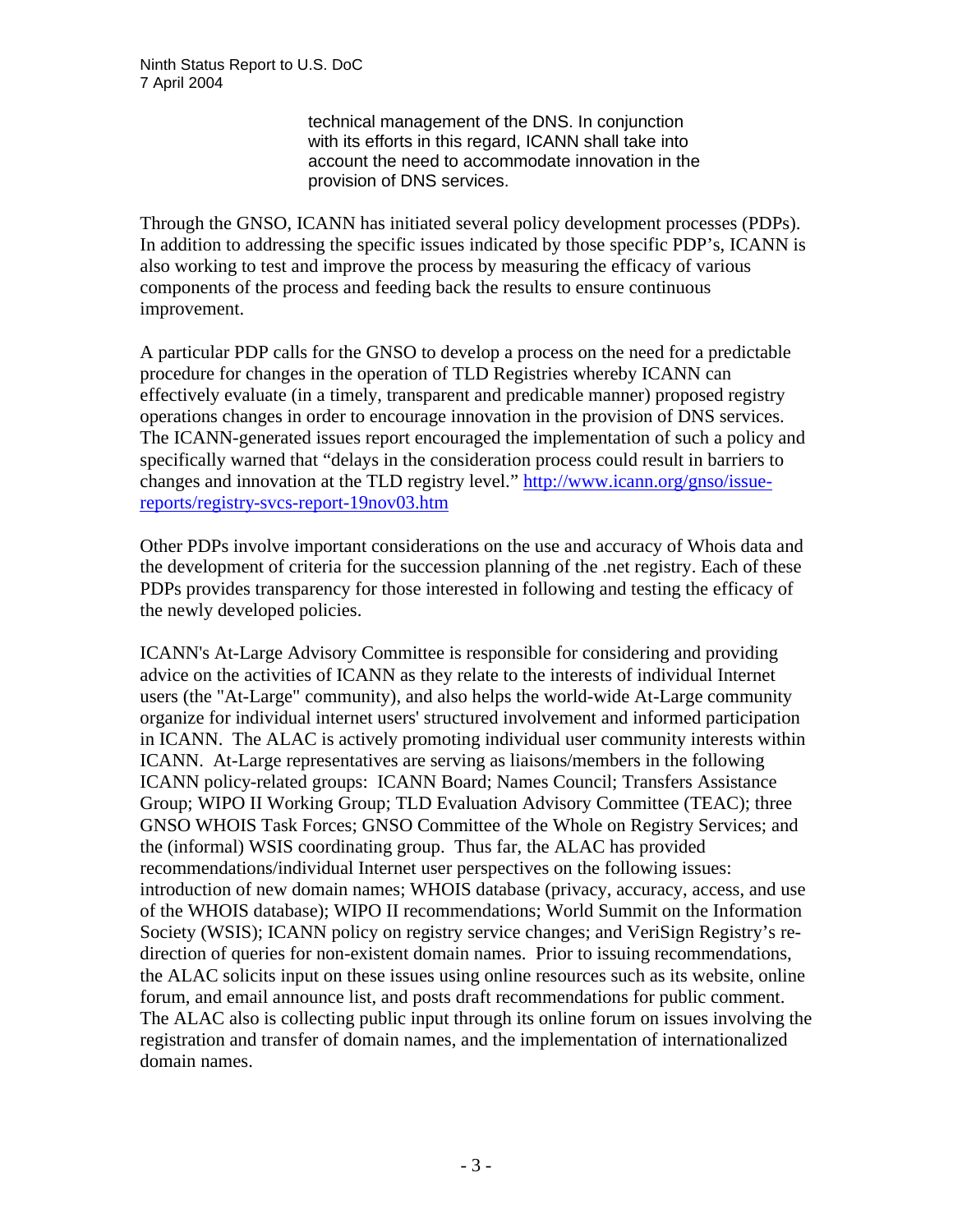> technical management of the DNS. In conjunction with its efforts in this regard, ICANN shall take into account the need to accommodate innovation in the provision of DNS services.

Through the GNSO, ICANN has initiated several policy development processes (PDPs). In addition to addressing the specific issues indicated by those specific PDP's, ICANN is also working to test and improve the process by measuring the efficacy of various components of the process and feeding back the results to ensure continuous improvement.

A particular PDP calls for the GNSO to develop a process on the need for a predictable procedure for changes in the operation of TLD Registries whereby ICANN can effectively evaluate (in a timely, transparent and predicable manner) proposed registry operations changes in order to encourage innovation in the provision of DNS services. The ICANN-generated issues report encouraged the implementation of such a policy and specifically warned that "delays in the consideration process could result in barriers to changes and innovation at the TLD registry level." http://www.icann.org/gnso/issue-reports/registry-svcs-report-19nov03.htm

Other PDPs involve important considerations on the use and accuracy of Whois data and the development of criteria for the succession planning of the .net registry. Each of these PDPs provides transparency for those interested in following and testing the efficacy of the newly developed policies.

ICANN's At-Large Advisory Committee is responsible for considering and providing advice on the activities of ICANN as they relate to the interests of individual Internet users (the "At-Large" community), and also helps the world-wide At-Large community organize for individual internet users' structured involvement and informed participation in ICANN. The ALAC is actively promoting individual user community interests within ICANN. At-Large representatives are serving as liaisons/members in the following ICANN policy-related groups: ICANN Board; Names Council; Transfers Assistance Group; WIPO II Working Group; TLD Evaluation Advisory Committee (TEAC); three GNSO WHOIS Task Forces; GNSO Committee of the Whole on Registry Services; and the (informal) WSIS coordinating group. Thus far, the ALAC has provided recommendations/individual Internet user perspectives on the following issues: introduction of new domain names; WHOIS database (privacy, accuracy, access, and use of the WHOIS database); WIPO II recommendations; World Summit on the Information Society (WSIS); ICANN policy on registry service changes; and VeriSign Registry's re-direction of queries for non-existent domain names. Prior to issuing recommendations, the ALAC solicits input on these issues using online resources such as its website, online forum, and email announce list, and posts draft recommendations for public comment. The ALAC also is collecting public input through its online forum on issues involving the registration and transfer of domain names, and the implementation of internationalized domain names.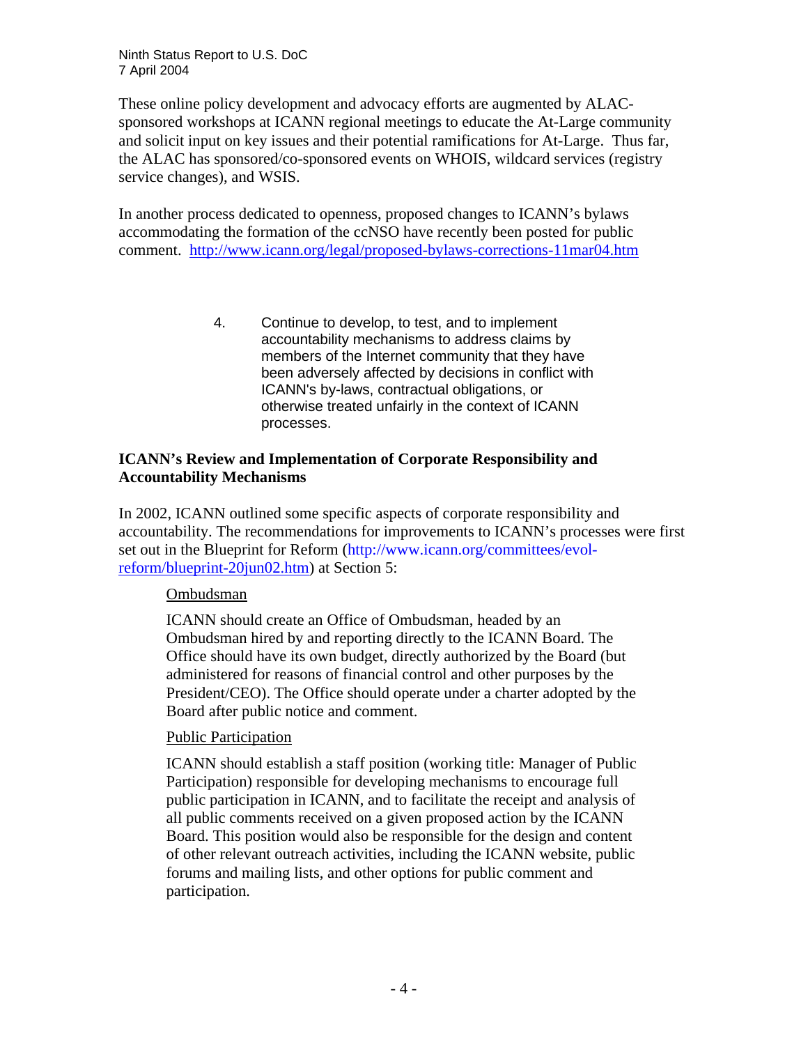These online policy development and advocacy efforts are augmented by ALAC-sponsored workshops at ICANN regional meetings to educate the At-Large community and solicit input on key issues and their potential ramifications for At-Large. Thus far, the ALAC has sponsored/co-sponsored events on WHOIS, wildcard services (registry service changes), and WSIS.

In another process dedicated to openness, proposed changes to ICANN's bylaws accommodating the formation of the ccNSO have recently been posted for public comment. http://www.icann.org/legal/proposed-bylaws-corrections-11mar04.htm

> 4. Continue to develop, to test, and to implement accountability mechanisms to address claims by members of the Internet community that they have been adversely affected by decisions in conflict with ICANN's by-laws, contractual obligations, or otherwise treated unfairly in the context of ICANN processes.

**ICANN's Review and Implementation of Corporate Responsibility and Accountability Mechanisms**

In 2002, ICANN outlined some specific aspects of corporate responsibility and accountability. The recommendations for improvements to ICANN's processes were first set out in the Blueprint for Reform (http://www.icann.org/committees/evol-reform/blueprint-20jun02.htm) at Section 5:

> Ombudsman
>
> ICANN should create an Office of Ombudsman, headed by an Ombudsman hired by and reporting directly to the ICANN Board. The Office should have its own budget, directly authorized by the Board (but administered for reasons of financial control and other purposes by the President/CEO). The Office should operate under a charter adopted by the Board after public notice and comment.
>
> Public Participation
>
> ICANN should establish a staff position (working title: Manager of Public Participation) responsible for developing mechanisms to encourage full public participation in ICANN, and to facilitate the receipt and analysis of all public comments received on a given proposed action by the ICANN Board. This position would also be responsible for the design and content of other relevant outreach activities, including the ICANN website, public forums and mailing lists, and other options for public comment and participation.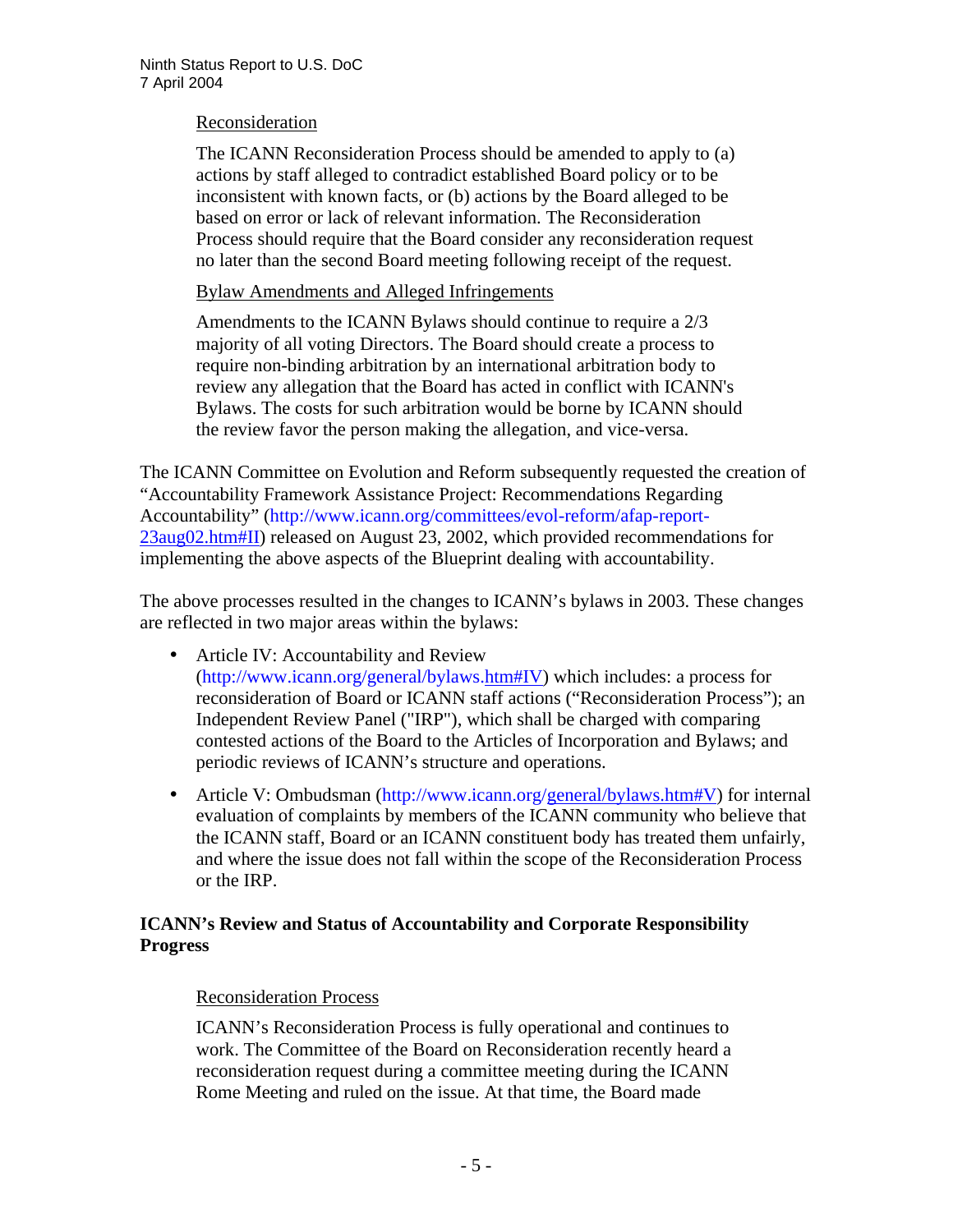Reconsideration

> The ICANN Reconsideration Process should be amended to apply to (a) actions by staff alleged to contradict established Board policy or to be inconsistent with known facts, or (b) actions by the Board alleged to be based on error or lack of relevant information. The Reconsideration Process should require that the Board consider any reconsideration request no later than the second Board meeting following receipt of the request.

Bylaw Amendments and Alleged Infringements

> Amendments to the ICANN Bylaws should continue to require a 2/3 majority of all voting Directors. The Board should create a process to require non-binding arbitration by an international arbitration body to review any allegation that the Board has acted in conflict with ICANN's Bylaws. The costs for such arbitration would be borne by ICANN should the review favor the person making the allegation, and vice-versa.

The ICANN Committee on Evolution and Reform subsequently requested the creation of "Accountability Framework Assistance Project: Recommendations Regarding Accountability" (http://www.icann.org/committees/evol-reform/afap-report-23aug02.htm#II) released on August 23, 2002, which provided recommendations for implementing the above aspects of the Blueprint dealing with accountability.

The above processes resulted in the changes to ICANN's bylaws in 2003. These changes are reflected in two major areas within the bylaws:

- Article IV: Accountability and Review (http://www.icann.org/general/bylaws.htm#IV) which includes: a process for reconsideration of Board or ICANN staff actions ("Reconsideration Process"); an Independent Review Panel ("IRP"), which shall be charged with comparing contested actions of the Board to the Articles of Incorporation and Bylaws; and periodic reviews of ICANN's structure and operations.
- Article V: Ombudsman (http://www.icann.org/general/bylaws.htm#V) for internal evaluation of complaints by members of the ICANN community who believe that the ICANN staff, Board or an ICANN constituent body has treated them unfairly, and where the issue does not fall within the scope of the Reconsideration Process or the IRP.

**ICANN's Review and Status of Accountability and Corporate Responsibility Progress**

Reconsideration Process

ICANN's Reconsideration Process is fully operational and continues to work. The Committee of the Board on Reconsideration recently heard a reconsideration request during a committee meeting during the ICANN Rome Meeting and ruled on the issue. At that time, the Board made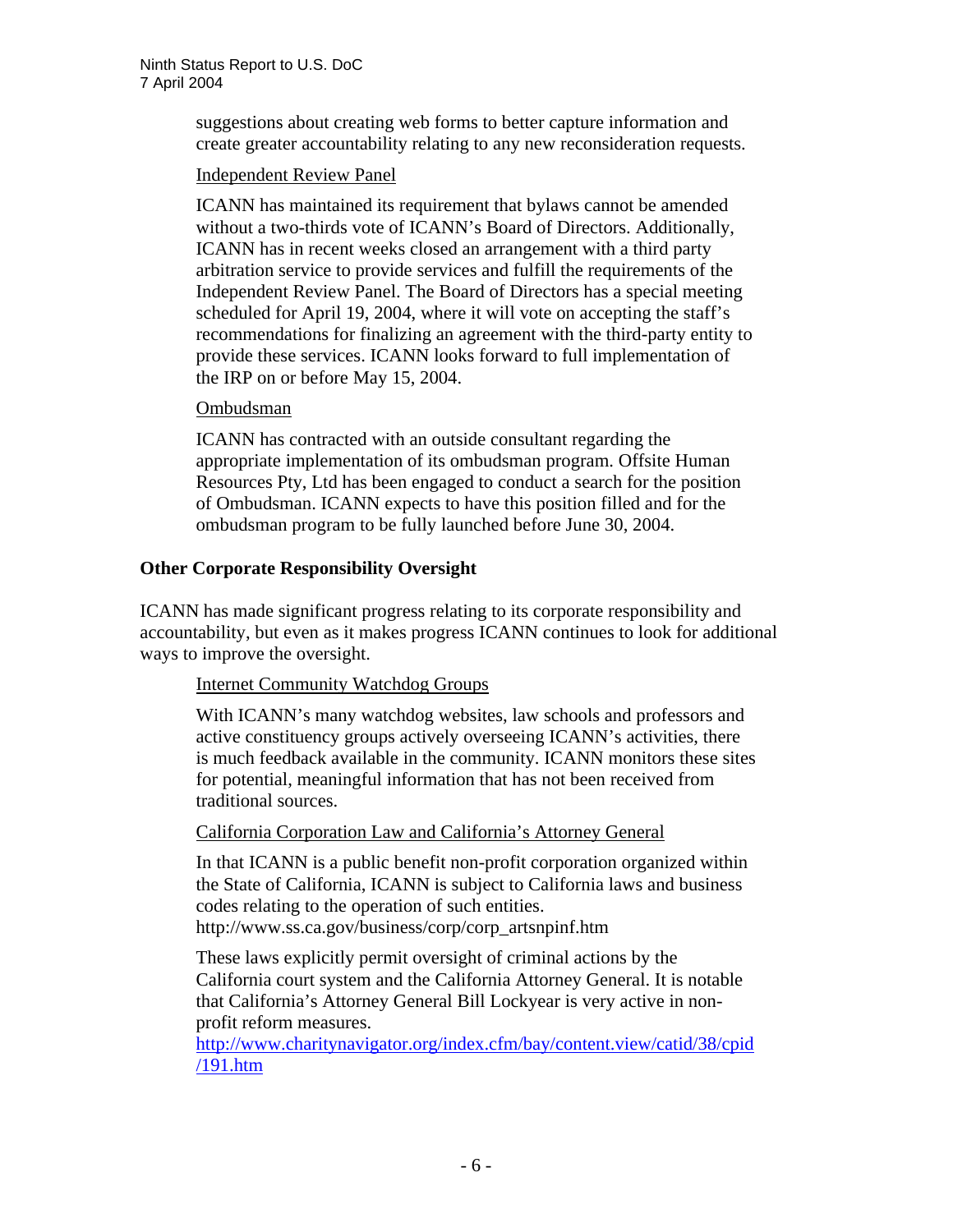suggestions about creating web forms to better capture information and create greater accountability relating to any new reconsideration requests.

Independent Review Panel

ICANN has maintained its requirement that bylaws cannot be amended without a two-thirds vote of ICANN's Board of Directors. Additionally, ICANN has in recent weeks closed an arrangement with a third party arbitration service to provide services and fulfill the requirements of the Independent Review Panel. The Board of Directors has a special meeting scheduled for April 19, 2004, where it will vote on accepting the staff's recommendations for finalizing an agreement with the third-party entity to provide these services. ICANN looks forward to full implementation of the IRP on or before May 15, 2004.

Ombudsman

ICANN has contracted with an outside consultant regarding the appropriate implementation of its ombudsman program. Offsite Human Resources Pty, Ltd has been engaged to conduct a search for the position of Ombudsman. ICANN expects to have this position filled and for the ombudsman program to be fully launched before June 30, 2004.

**Other Corporate Responsibility Oversight**

ICANN has made significant progress relating to its corporate responsibility and accountability, but even as it makes progress ICANN continues to look for additional ways to improve the oversight.

Internet Community Watchdog Groups

With ICANN's many watchdog websites, law schools and professors and active constituency groups actively overseeing ICANN's activities, there is much feedback available in the community. ICANN monitors these sites for potential, meaningful information that has not been received from traditional sources.

California Corporation Law and California's Attorney General

In that ICANN is a public benefit non-profit corporation organized within the State of California, ICANN is subject to California laws and business codes relating to the operation of such entities. http://www.ss.ca.gov/business/corp/corp_artsnpinf.htm

These laws explicitly permit oversight of criminal actions by the California court system and the California Attorney General. It is notable that California's Attorney General Bill Lockyear is very active in non-profit reform measures.
http://www.charitynavigator.org/index.cfm/bay/content.view/catid/38/cpid/191.htm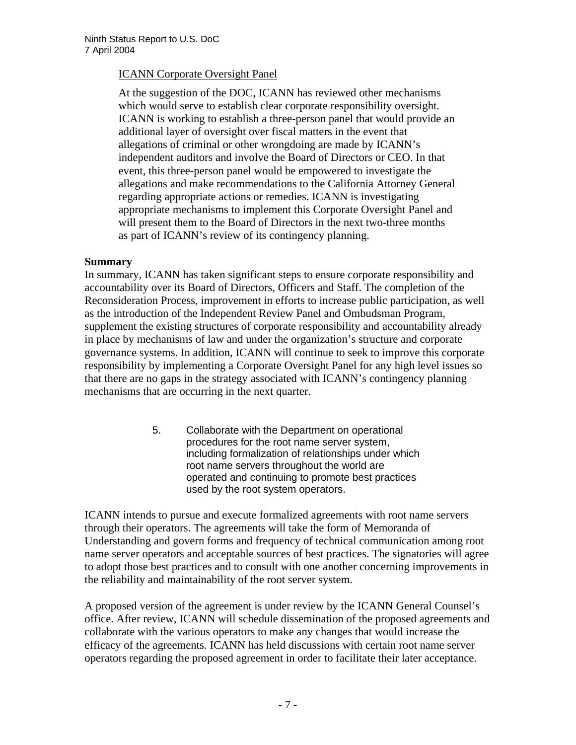ICANN Corporate Oversight Panel

At the suggestion of the DOC, ICANN has reviewed other mechanisms which would serve to establish clear corporate responsibility oversight. ICANN is working to establish a three-person panel that would provide an additional layer of oversight over fiscal matters in the event that allegations of criminal or other wrongdoing are made by ICANN's independent auditors and involve the Board of Directors or CEO. In that event, this three-person panel would be empowered to investigate the allegations and make recommendations to the California Attorney General regarding appropriate actions or remedies. ICANN is investigating appropriate mechanisms to implement this Corporate Oversight Panel and will present them to the Board of Directors in the next two-three months as part of ICANN's review of its contingency planning.

**Summary**

In summary, ICANN has taken significant steps to ensure corporate responsibility and accountability over its Board of Directors, Officers and Staff. The completion of the Reconsideration Process, improvement in efforts to increase public participation, as well as the introduction of the Independent Review Panel and Ombudsman Program, supplement the existing structures of corporate responsibility and accountability already in place by mechanisms of law and under the organization's structure and corporate governance systems. In addition, ICANN will continue to seek to improve this corporate responsibility by implementing a Corporate Oversight Panel for any high level issues so that there are no gaps in the strategy associated with ICANN's contingency planning mechanisms that are occurring in the next quarter.

5. Collaborate with the Department on operational procedures for the root name server system, including formalization of relationships under which root name servers throughout the world are operated and continuing to promote best practices used by the root system operators.

ICANN intends to pursue and execute formalized agreements with root name servers through their operators. The agreements will take the form of Memoranda of Understanding and govern forms and frequency of technical communication among root name server operators and acceptable sources of best practices. The signatories will agree to adopt those best practices and to consult with one another concerning improvements in the reliability and maintainability of the root server system.

A proposed version of the agreement is under review by the ICANN General Counsel's office. After review, ICANN will schedule dissemination of the proposed agreements and collaborate with the various operators to make any changes that would increase the efficacy of the agreements. ICANN has held discussions with certain root name server operators regarding the proposed agreement in order to facilitate their later acceptance.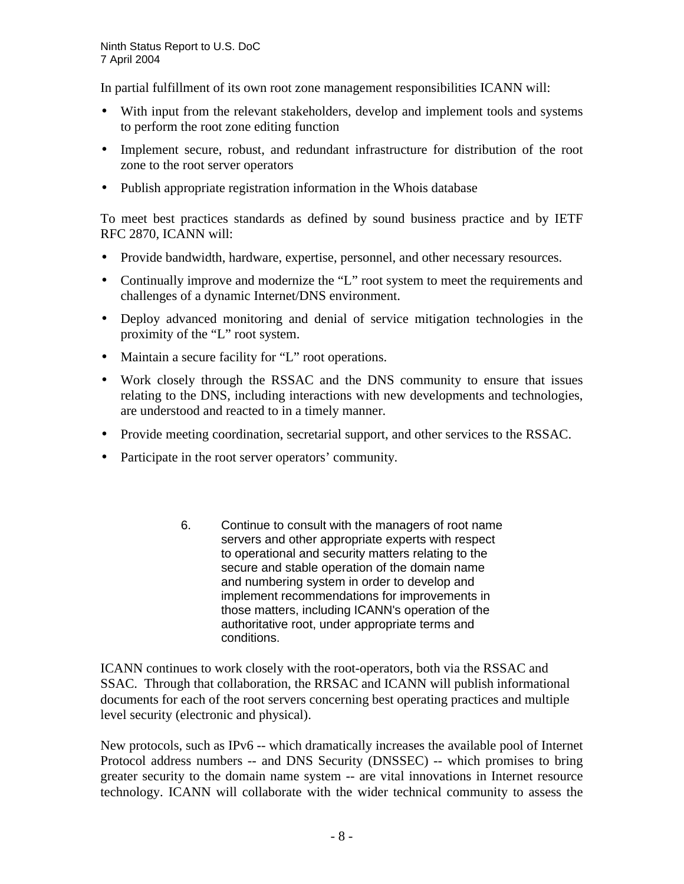In partial fulfillment of its own root zone management responsibilities ICANN will:

- With input from the relevant stakeholders, develop and implement tools and systems to perform the root zone editing function
- Implement secure, robust, and redundant infrastructure for distribution of the root zone to the root server operators
- Publish appropriate registration information in the Whois database

To meet best practices standards as defined by sound business practice and by IETF RFC 2870, ICANN will:

- Provide bandwidth, hardware, expertise, personnel, and other necessary resources.
- Continually improve and modernize the "L" root system to meet the requirements and challenges of a dynamic Internet/DNS environment.
- Deploy advanced monitoring and denial of service mitigation technologies in the proximity of the "L" root system.
- Maintain a secure facility for "L" root operations.
- Work closely through the RSSAC and the DNS community to ensure that issues relating to the DNS, including interactions with new developments and technologies, are understood and reacted to in a timely manner.
- Provide meeting coordination, secretarial support, and other services to the RSSAC.
- Participate in the root server operators' community.

> 6. Continue to consult with the managers of root name servers and other appropriate experts with respect to operational and security matters relating to the secure and stable operation of the domain name and numbering system in order to develop and implement recommendations for improvements in those matters, including ICANN's operation of the authoritative root, under appropriate terms and conditions.

ICANN continues to work closely with the root-operators, both via the RSSAC and SSAC. Through that collaboration, the RRSAC and ICANN will publish informational documents for each of the root servers concerning best operating practices and multiple level security (electronic and physical).

New protocols, such as IPv6 -- which dramatically increases the available pool of Internet Protocol address numbers -- and DNS Security (DNSSEC) -- which promises to bring greater security to the domain name system -- are vital innovations in Internet resource technology. ICANN will collaborate with the wider technical community to assess the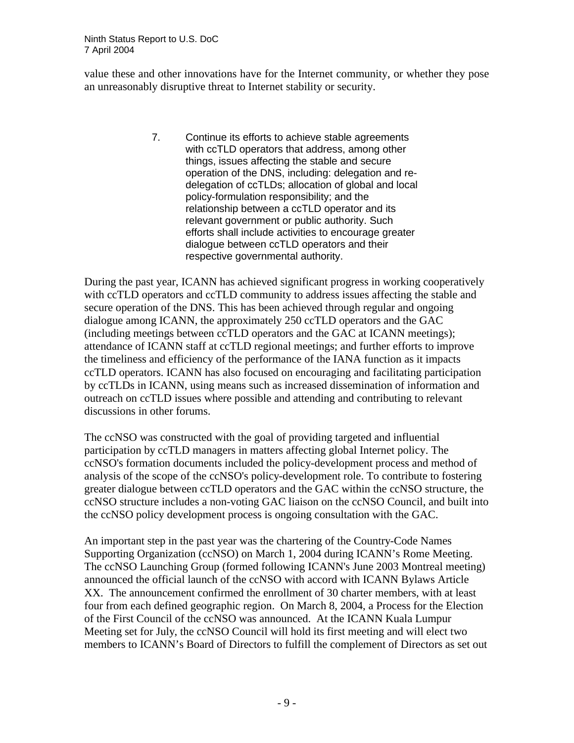value these and other innovations have for the Internet community, or whether they pose an unreasonably disruptive threat to Internet stability or security.

> 7. Continue its efforts to achieve stable agreements with ccTLD operators that address, among other things, issues affecting the stable and secure operation of the DNS, including: delegation and re-delegation of ccTLDs; allocation of global and local policy-formulation responsibility; and the relationship between a ccTLD operator and its relevant government or public authority. Such efforts shall include activities to encourage greater dialogue between ccTLD operators and their respective governmental authority.

During the past year, ICANN has achieved significant progress in working cooperatively with ccTLD operators and ccTLD community to address issues affecting the stable and secure operation of the DNS. This has been achieved through regular and ongoing dialogue among ICANN, the approximately 250 ccTLD operators and the GAC (including meetings between ccTLD operators and the GAC at ICANN meetings); attendance of ICANN staff at ccTLD regional meetings; and further efforts to improve the timeliness and efficiency of the performance of the IANA function as it impacts ccTLD operators. ICANN has also focused on encouraging and facilitating participation by ccTLDs in ICANN, using means such as increased dissemination of information and outreach on ccTLD issues where possible and attending and contributing to relevant discussions in other forums.

The ccNSO was constructed with the goal of providing targeted and influential participation by ccTLD managers in matters affecting global Internet policy. The ccNSO's formation documents included the policy-development process and method of analysis of the scope of the ccNSO's policy-development role. To contribute to fostering greater dialogue between ccTLD operators and the GAC within the ccNSO structure, the ccNSO structure includes a non-voting GAC liaison on the ccNSO Council, and built into the ccNSO policy development process is ongoing consultation with the GAC.

An important step in the past year was the chartering of the Country-Code Names Supporting Organization (ccNSO) on March 1, 2004 during ICANN's Rome Meeting. The ccNSO Launching Group (formed following ICANN's June 2003 Montreal meeting) announced the official launch of the ccNSO with accord with ICANN Bylaws Article XX. The announcement confirmed the enrollment of 30 charter members, with at least four from each defined geographic region. On March 8, 2004, a Process for the Election of the First Council of the ccNSO was announced. At the ICANN Kuala Lumpur Meeting set for July, the ccNSO Council will hold its first meeting and will elect two members to ICANN's Board of Directors to fulfill the complement of Directors as set out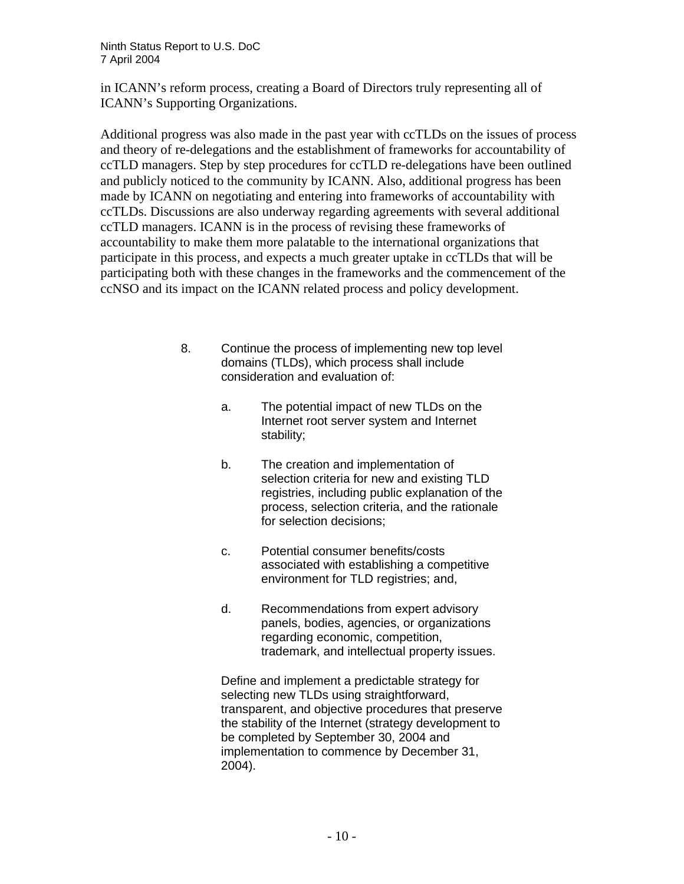in ICANN's reform process, creating a Board of Directors truly representing all of ICANN's Supporting Organizations.

Additional progress was also made in the past year with ccTLDs on the issues of process and theory of re-delegations and the establishment of frameworks for accountability of ccTLD managers. Step by step procedures for ccTLD re-delegations have been outlined and publicly noticed to the community by ICANN. Also, additional progress has been made by ICANN on negotiating and entering into frameworks of accountability with ccTLDs. Discussions are also underway regarding agreements with several additional ccTLD managers. ICANN is in the process of revising these frameworks of accountability to make them more palatable to the international organizations that participate in this process, and expects a much greater uptake in ccTLDs that will be participating both with these changes in the frameworks and the commencement of the ccNSO and its impact on the ICANN related process and policy development.

> 8. Continue the process of implementing new top level domains (TLDs), which process shall include consideration and evaluation of:
>
>    a. The potential impact of new TLDs on the Internet root server system and Internet stability;
>
>    b. The creation and implementation of selection criteria for new and existing TLD registries, including public explanation of the process, selection criteria, and the rationale for selection decisions;
>
>    c. Potential consumer benefits/costs associated with establishing a competitive environment for TLD registries; and,
>
>    d. Recommendations from expert advisory panels, bodies, agencies, or organizations regarding economic, competition, trademark, and intellectual property issues.
>
>    Define and implement a predictable strategy for selecting new TLDs using straightforward, transparent, and objective procedures that preserve the stability of the Internet (strategy development to be completed by September 30, 2004 and implementation to commence by December 31, 2004).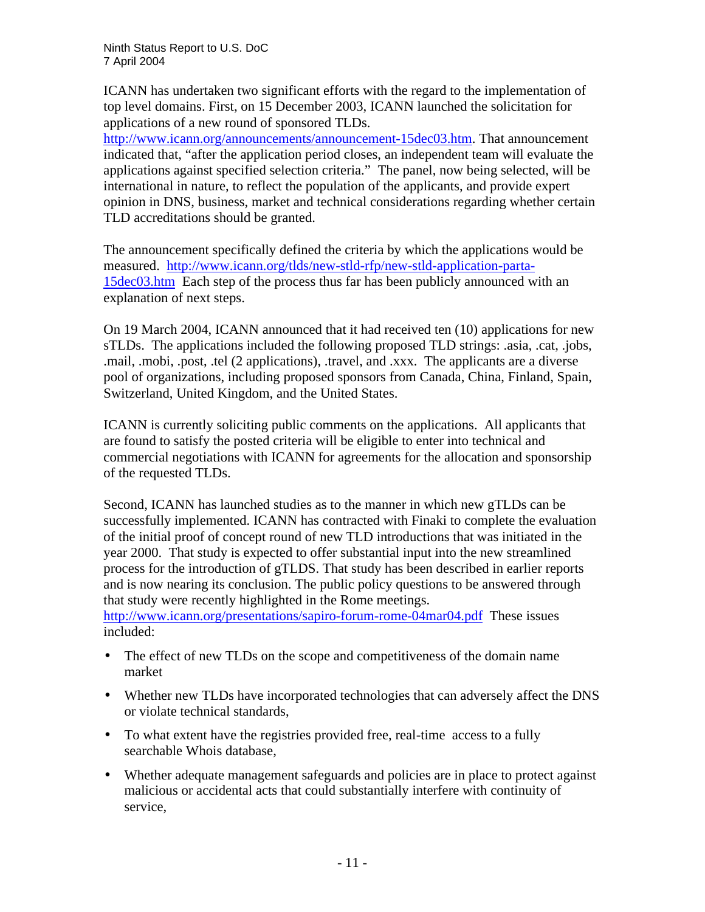ICANN has undertaken two significant efforts with the regard to the implementation of top level domains. First, on 15 December 2003, ICANN launched the solicitation for applications of a new round of sponsored TLDs. http://www.icann.org/announcements/announcement-15dec03.htm. That announcement indicated that, "after the application period closes, an independent team will evaluate the applications against specified selection criteria." The panel, now being selected, will be international in nature, to reflect the population of the applicants, and provide expert opinion in DNS, business, market and technical considerations regarding whether certain TLD accreditations should be granted.

The announcement specifically defined the criteria by which the applications would be measured. http://www.icann.org/tlds/new-stld-rfp/new-stld-application-parta-15dec03.htm Each step of the process thus far has been publicly announced with an explanation of next steps.

On 19 March 2004, ICANN announced that it had received ten (10) applications for new sTLDs. The applications included the following proposed TLD strings: .asia, .cat, .jobs, .mail, .mobi, .post, .tel (2 applications), .travel, and .xxx. The applicants are a diverse pool of organizations, including proposed sponsors from Canada, China, Finland, Spain, Switzerland, United Kingdom, and the United States.

ICANN is currently soliciting public comments on the applications. All applicants that are found to satisfy the posted criteria will be eligible to enter into technical and commercial negotiations with ICANN for agreements for the allocation and sponsorship of the requested TLDs.

Second, ICANN has launched studies as to the manner in which new gTLDs can be successfully implemented. ICANN has contracted with Finaki to complete the evaluation of the initial proof of concept round of new TLD introductions that was initiated in the year 2000. That study is expected to offer substantial input into the new streamlined process for the introduction of gTLDS. That study has been described in earlier reports and is now nearing its conclusion. The public policy questions to be answered through that study were recently highlighted in the Rome meetings. http://www.icann.org/presentations/sapiro-forum-rome-04mar04.pdf These issues included:

- The effect of new TLDs on the scope and competitiveness of the domain name market
- Whether new TLDs have incorporated technologies that can adversely affect the DNS or violate technical standards,
- To what extent have the registries provided free, real-time access to a fully searchable Whois database,
- Whether adequate management safeguards and policies are in place to protect against malicious or accidental acts that could substantially interfere with continuity of service,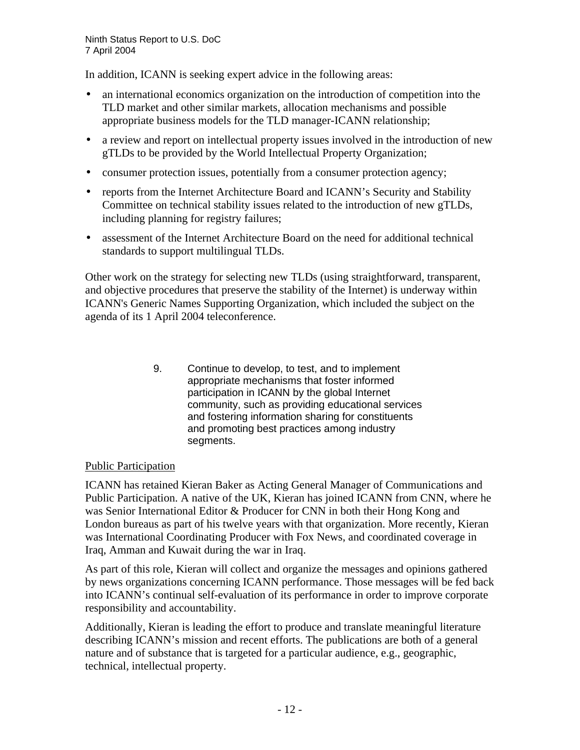In addition, ICANN is seeking expert advice in the following areas:

- an international economics organization on the introduction of competition into the TLD market and other similar markets, allocation mechanisms and possible appropriate business models for the TLD manager-ICANN relationship;
- a review and report on intellectual property issues involved in the introduction of new gTLDs to be provided by the World Intellectual Property Organization;
- consumer protection issues, potentially from a consumer protection agency;
- reports from the Internet Architecture Board and ICANN's Security and Stability Committee on technical stability issues related to the introduction of new gTLDs, including planning for registry failures;
- assessment of the Internet Architecture Board on the need for additional technical standards to support multilingual TLDs.

Other work on the strategy for selecting new TLDs (using straightforward, transparent, and objective procedures that preserve the stability of the Internet) is underway within ICANN's Generic Names Supporting Organization, which included the subject on the agenda of its 1 April 2004 teleconference.

> 9. Continue to develop, to test, and to implement appropriate mechanisms that foster informed participation in ICANN by the global Internet community, such as providing educational services and fostering information sharing for constituents and promoting best practices among industry segments.

Public Participation

ICANN has retained Kieran Baker as Acting General Manager of Communications and Public Participation. A native of the UK, Kieran has joined ICANN from CNN, where he was Senior International Editor & Producer for CNN in both their Hong Kong and London bureaus as part of his twelve years with that organization. More recently, Kieran was International Coordinating Producer with Fox News, and coordinated coverage in Iraq, Amman and Kuwait during the war in Iraq.

As part of this role, Kieran will collect and organize the messages and opinions gathered by news organizations concerning ICANN performance. Those messages will be fed back into ICANN's continual self-evaluation of its performance in order to improve corporate responsibility and accountability.

Additionally, Kieran is leading the effort to produce and translate meaningful literature describing ICANN's mission and recent efforts. The publications are both of a general nature and of substance that is targeted for a particular audience, e.g., geographic, technical, intellectual property.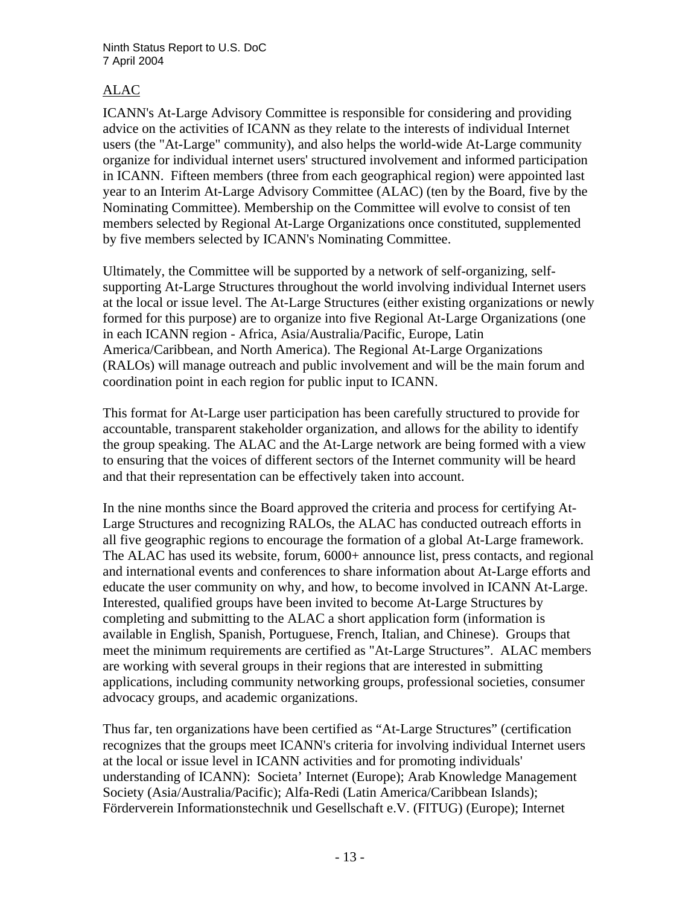## ALAC

ICANN's At-Large Advisory Committee is responsible for considering and providing advice on the activities of ICANN as they relate to the interests of individual Internet users (the "At-Large" community), and also helps the world-wide At-Large community organize for individual internet users' structured involvement and informed participation in ICANN. Fifteen members (three from each geographical region) were appointed last year to an Interim At-Large Advisory Committee (ALAC) (ten by the Board, five by the Nominating Committee). Membership on the Committee will evolve to consist of ten members selected by Regional At-Large Organizations once constituted, supplemented by five members selected by ICANN's Nominating Committee.

Ultimately, the Committee will be supported by a network of self-organizing, self-supporting At-Large Structures throughout the world involving individual Internet users at the local or issue level. The At-Large Structures (either existing organizations or newly formed for this purpose) are to organize into five Regional At-Large Organizations (one in each ICANN region - Africa, Asia/Australia/Pacific, Europe, Latin America/Caribbean, and North America). The Regional At-Large Organizations (RALOs) will manage outreach and public involvement and will be the main forum and coordination point in each region for public input to ICANN.

This format for At-Large user participation has been carefully structured to provide for accountable, transparent stakeholder organization, and allows for the ability to identify the group speaking. The ALAC and the At-Large network are being formed with a view to ensuring that the voices of different sectors of the Internet community will be heard and that their representation can be effectively taken into account.

In the nine months since the Board approved the criteria and process for certifying At-Large Structures and recognizing RALOs, the ALAC has conducted outreach efforts in all five geographic regions to encourage the formation of a global At-Large framework. The ALAC has used its website, forum, 6000+ announce list, press contacts, and regional and international events and conferences to share information about At-Large efforts and educate the user community on why, and how, to become involved in ICANN At-Large. Interested, qualified groups have been invited to become At-Large Structures by completing and submitting to the ALAC a short application form (information is available in English, Spanish, Portuguese, French, Italian, and Chinese). Groups that meet the minimum requirements are certified as "At-Large Structures". ALAC members are working with several groups in their regions that are interested in submitting applications, including community networking groups, professional societies, consumer advocacy groups, and academic organizations.

Thus far, ten organizations have been certified as "At-Large Structures" (certification recognizes that the groups meet ICANN's criteria for involving individual Internet users at the local or issue level in ICANN activities and for promoting individuals' understanding of ICANN): Societa' Internet (Europe); Arab Knowledge Management Society (Asia/Australia/Pacific); Alfa-Redi (Latin America/Caribbean Islands); Förderverein Informationstechnik und Gesellschaft e.V. (FITUG) (Europe); Internet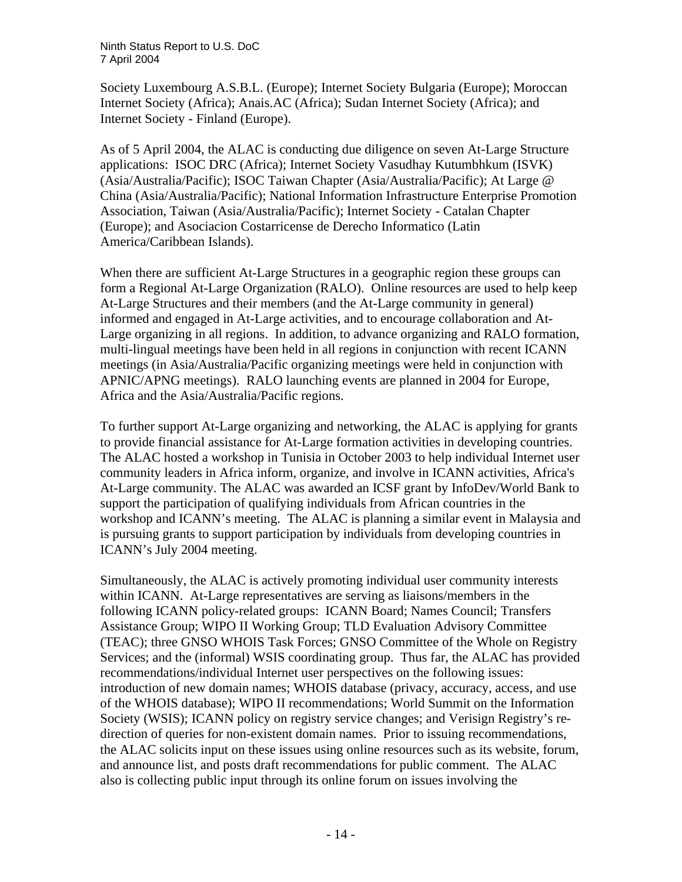Society Luxembourg A.S.B.L. (Europe); Internet Society Bulgaria (Europe); Moroccan Internet Society (Africa); Anais.AC (Africa); Sudan Internet Society (Africa); and Internet Society - Finland (Europe).

As of 5 April 2004, the ALAC is conducting due diligence on seven At-Large Structure applications: ISOC DRC (Africa); Internet Society Vasudhay Kutumbhkum (ISVK) (Asia/Australia/Pacific); ISOC Taiwan Chapter (Asia/Australia/Pacific); At Large @ China (Asia/Australia/Pacific); National Information Infrastructure Enterprise Promotion Association, Taiwan (Asia/Australia/Pacific); Internet Society - Catalan Chapter (Europe); and Asociacion Costarricense de Derecho Informatico (Latin America/Caribbean Islands).

When there are sufficient At-Large Structures in a geographic region these groups can form a Regional At-Large Organization (RALO). Online resources are used to help keep At-Large Structures and their members (and the At-Large community in general) informed and engaged in At-Large activities, and to encourage collaboration and At-Large organizing in all regions. In addition, to advance organizing and RALO formation, multi-lingual meetings have been held in all regions in conjunction with recent ICANN meetings (in Asia/Australia/Pacific organizing meetings were held in conjunction with APNIC/APNG meetings). RALO launching events are planned in 2004 for Europe, Africa and the Asia/Australia/Pacific regions.

To further support At-Large organizing and networking, the ALAC is applying for grants to provide financial assistance for At-Large formation activities in developing countries. The ALAC hosted a workshop in Tunisia in October 2003 to help individual Internet user community leaders in Africa inform, organize, and involve in ICANN activities, Africa's At-Large community. The ALAC was awarded an ICSF grant by InfoDev/World Bank to support the participation of qualifying individuals from African countries in the workshop and ICANN's meeting. The ALAC is planning a similar event in Malaysia and is pursuing grants to support participation by individuals from developing countries in ICANN's July 2004 meeting.

Simultaneously, the ALAC is actively promoting individual user community interests within ICANN. At-Large representatives are serving as liaisons/members in the following ICANN policy-related groups: ICANN Board; Names Council; Transfers Assistance Group; WIPO II Working Group; TLD Evaluation Advisory Committee (TEAC); three GNSO WHOIS Task Forces; GNSO Committee of the Whole on Registry Services; and the (informal) WSIS coordinating group. Thus far, the ALAC has provided recommendations/individual Internet user perspectives on the following issues: introduction of new domain names; WHOIS database (privacy, accuracy, access, and use of the WHOIS database); WIPO II recommendations; World Summit on the Information Society (WSIS); ICANN policy on registry service changes; and Verisign Registry's re-direction of queries for non-existent domain names. Prior to issuing recommendations, the ALAC solicits input on these issues using online resources such as its website, forum, and announce list, and posts draft recommendations for public comment. The ALAC also is collecting public input through its online forum on issues involving the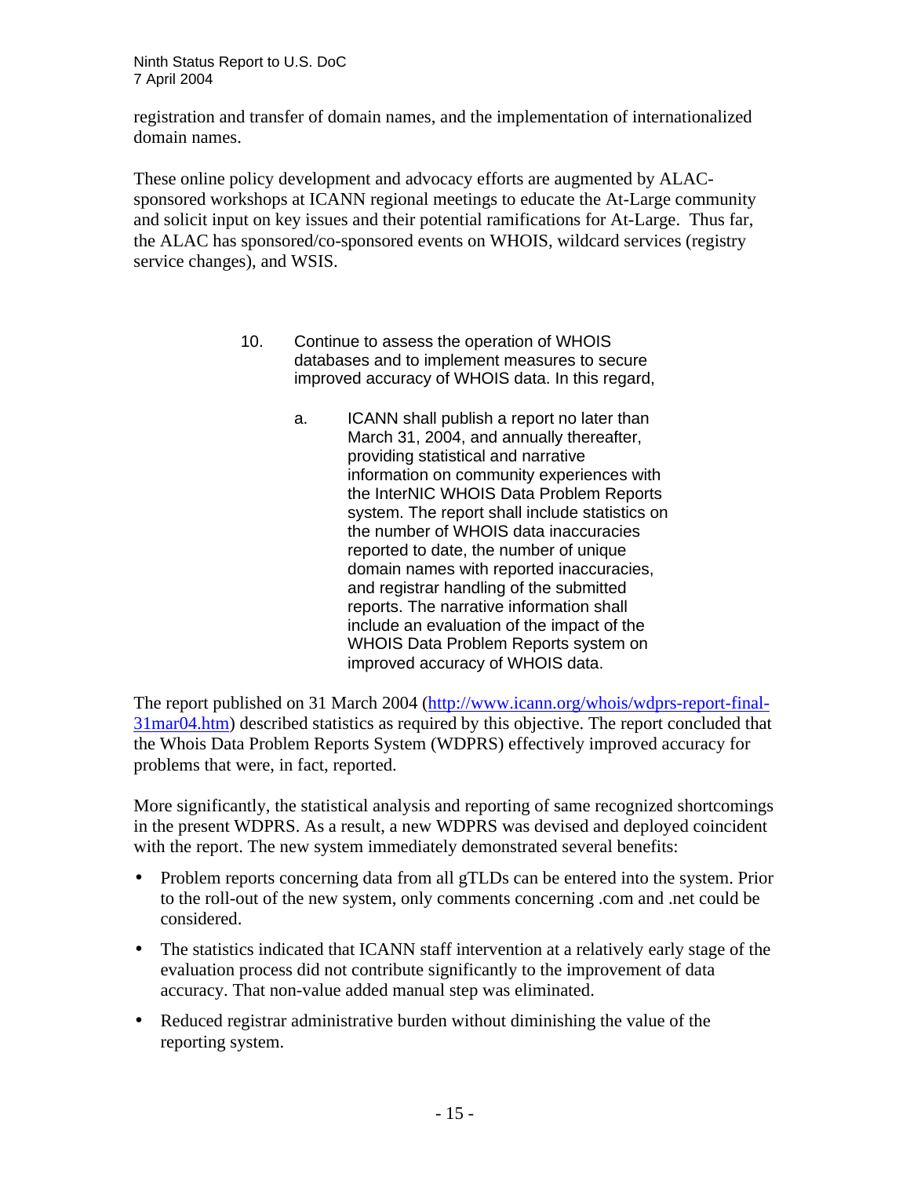registration and transfer of domain names, and the implementation of internationalized domain names.

These online policy development and advocacy efforts are augmented by ALAC-sponsored workshops at ICANN regional meetings to educate the At-Large community and solicit input on key issues and their potential ramifications for At-Large. Thus far, the ALAC has sponsored/co-sponsored events on WHOIS, wildcard services (registry service changes), and WSIS.

> 10. Continue to assess the operation of WHOIS databases and to implement measures to secure improved accuracy of WHOIS data. In this regard,
>
> a. ICANN shall publish a report no later than March 31, 2004, and annually thereafter, providing statistical and narrative information on community experiences with the InterNIC WHOIS Data Problem Reports system. The report shall include statistics on the number of WHOIS data inaccuracies reported to date, the number of unique domain names with reported inaccuracies, and registrar handling of the submitted reports. The narrative information shall include an evaluation of the impact of the WHOIS Data Problem Reports system on improved accuracy of WHOIS data.

The report published on 31 March 2004 ([http://www.icann.org/whois/wdprs-report-final-31mar04.htm](http://www.icann.org/whois/wdprs-report-final-31mar04.htm)) described statistics as required by this objective. The report concluded that the Whois Data Problem Reports System (WDPRS) effectively improved accuracy for problems that were, in fact, reported.

More significantly, the statistical analysis and reporting of same recognized shortcomings in the present WDPRS. As a result, a new WDPRS was devised and deployed coincident with the report. The new system immediately demonstrated several benefits:

- Problem reports concerning data from all gTLDs can be entered into the system. Prior to the roll-out of the new system, only comments concerning .com and .net could be considered.
- The statistics indicated that ICANN staff intervention at a relatively early stage of the evaluation process did not contribute significantly to the improvement of data accuracy. That non-value added manual step was eliminated.
- Reduced registrar administrative burden without diminishing the value of the reporting system.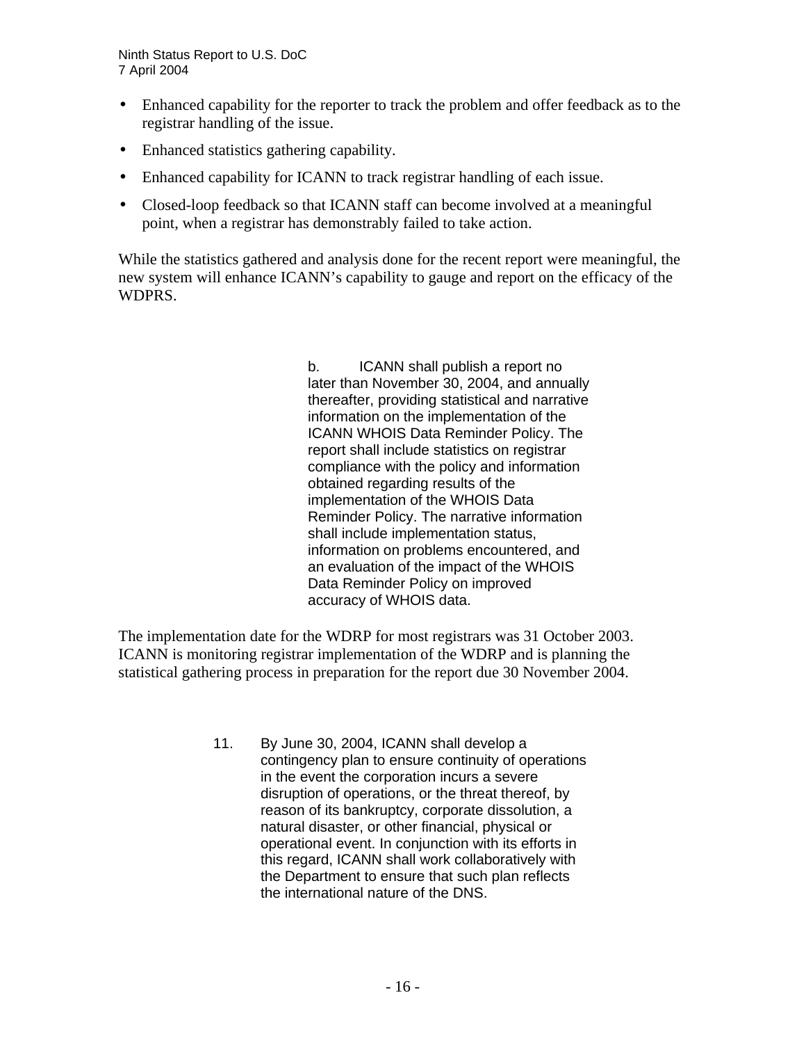- Enhanced capability for the reporter to track the problem and offer feedback as to the registrar handling of the issue.
- Enhanced statistics gathering capability.
- Enhanced capability for ICANN to track registrar handling of each issue.
- Closed-loop feedback so that ICANN staff can become involved at a meaningful point, when a registrar has demonstrably failed to take action.

While the statistics gathered and analysis done for the recent report were meaningful, the new system will enhance ICANN's capability to gauge and report on the efficacy of the WDPRS.

> b. ICANN shall publish a report no later than November 30, 2004, and annually thereafter, providing statistical and narrative information on the implementation of the ICANN WHOIS Data Reminder Policy. The report shall include statistics on registrar compliance with the policy and information obtained regarding results of the implementation of the WHOIS Data Reminder Policy. The narrative information shall include implementation status, information on problems encountered, and an evaluation of the impact of the WHOIS Data Reminder Policy on improved accuracy of WHOIS data.

The implementation date for the WDRP for most registrars was 31 October 2003. ICANN is monitoring registrar implementation of the WDRP and is planning the statistical gathering process in preparation for the report due 30 November 2004.

> 11. By June 30, 2004, ICANN shall develop a contingency plan to ensure continuity of operations in the event the corporation incurs a severe disruption of operations, or the threat thereof, by reason of its bankruptcy, corporate dissolution, a natural disaster, or other financial, physical or operational event. In conjunction with its efforts in this regard, ICANN shall work collaboratively with the Department to ensure that such plan reflects the international nature of the DNS.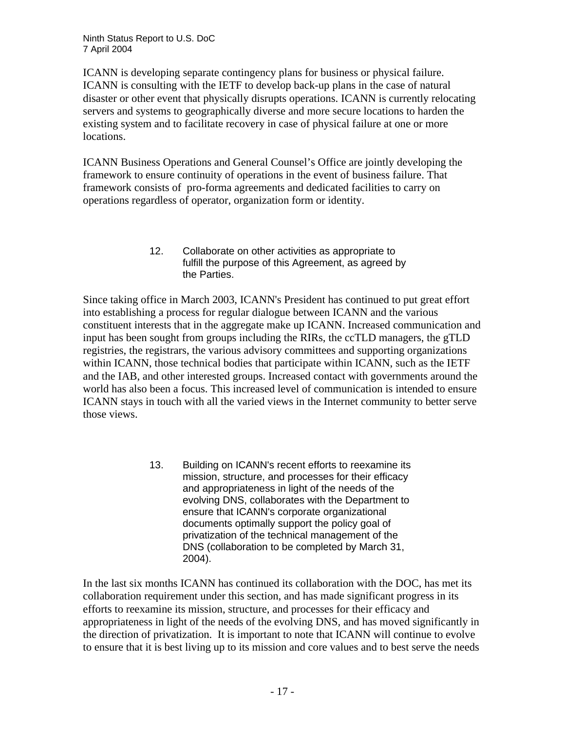ICANN is developing separate contingency plans for business or physical failure. ICANN is consulting with the IETF to develop back-up plans in the case of natural disaster or other event that physically disrupts operations. ICANN is currently relocating servers and systems to geographically diverse and more secure locations to harden the existing system and to facilitate recovery in case of physical failure at one or more locations.

ICANN Business Operations and General Counsel's Office are jointly developing the framework to ensure continuity of operations in the event of business failure. That framework consists of pro-forma agreements and dedicated facilities to carry on operations regardless of operator, organization form or identity.

> 12. Collaborate on other activities as appropriate to fulfill the purpose of this Agreement, as agreed by the Parties.

Since taking office in March 2003, ICANN's President has continued to put great effort into establishing a process for regular dialogue between ICANN and the various constituent interests that in the aggregate make up ICANN. Increased communication and input has been sought from groups including the RIRs, the ccTLD managers, the gTLD registries, the registrars, the various advisory committees and supporting organizations within ICANN, those technical bodies that participate within ICANN, such as the IETF and the IAB, and other interested groups. Increased contact with governments around the world has also been a focus. This increased level of communication is intended to ensure ICANN stays in touch with all the varied views in the Internet community to better serve those views.

> 13. Building on ICANN's recent efforts to reexamine its mission, structure, and processes for their efficacy and appropriateness in light of the needs of the evolving DNS, collaborates with the Department to ensure that ICANN's corporate organizational documents optimally support the policy goal of privatization of the technical management of the DNS (collaboration to be completed by March 31, 2004).

In the last six months ICANN has continued its collaboration with the DOC, has met its collaboration requirement under this section, and has made significant progress in its efforts to reexamine its mission, structure, and processes for their efficacy and appropriateness in light of the needs of the evolving DNS, and has moved significantly in the direction of privatization. It is important to note that ICANN will continue to evolve to ensure that it is best living up to its mission and core values and to best serve the needs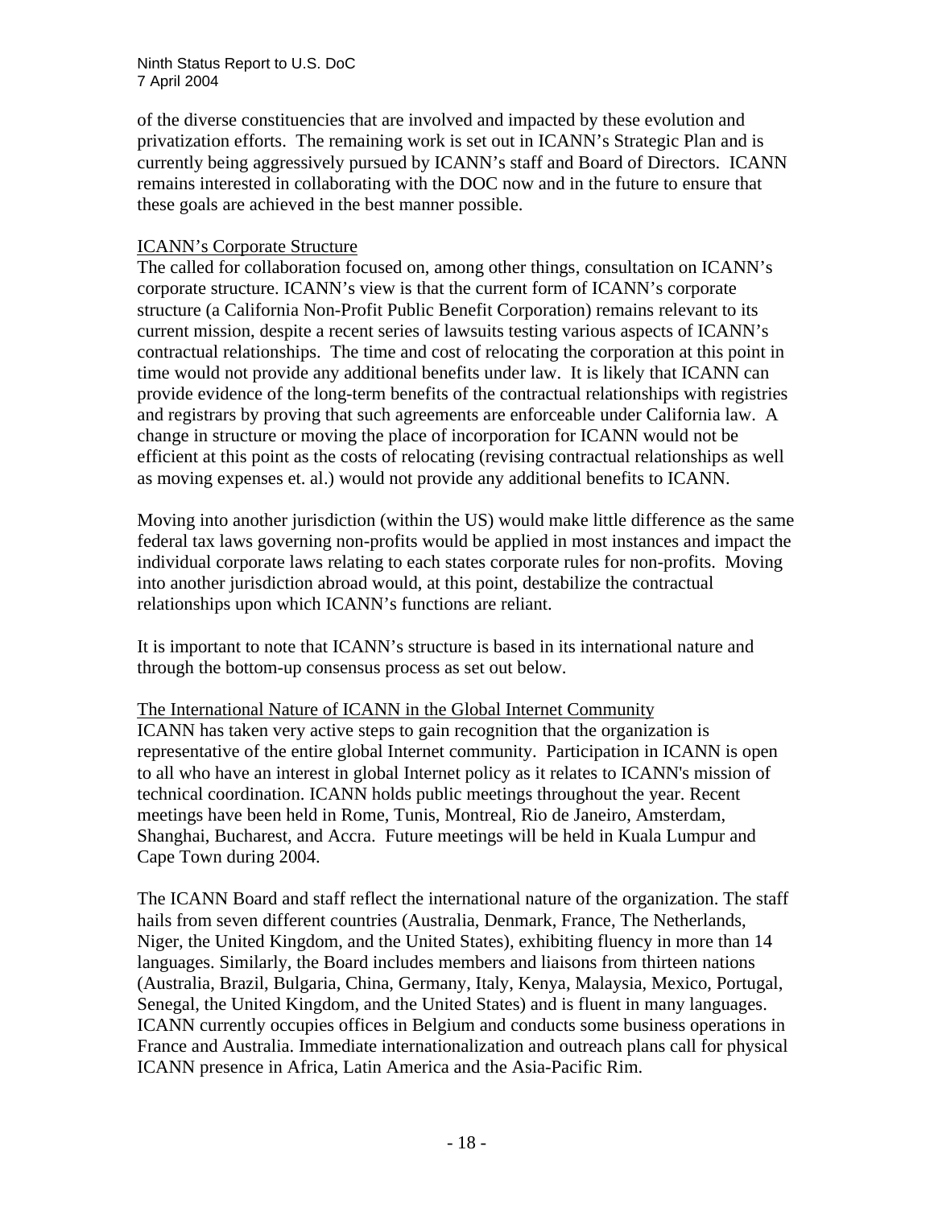of the diverse constituencies that are involved and impacted by these evolution and privatization efforts. The remaining work is set out in ICANN's Strategic Plan and is currently being aggressively pursued by ICANN's staff and Board of Directors. ICANN remains interested in collaborating with the DOC now and in the future to ensure that these goals are achieved in the best manner possible.

## ICANN's Corporate Structure

The called for collaboration focused on, among other things, consultation on ICANN's corporate structure. ICANN's view is that the current form of ICANN's corporate structure (a California Non-Profit Public Benefit Corporation) remains relevant to its current mission, despite a recent series of lawsuits testing various aspects of ICANN's contractual relationships. The time and cost of relocating the corporation at this point in time would not provide any additional benefits under law. It is likely that ICANN can provide evidence of the long-term benefits of the contractual relationships with registries and registrars by proving that such agreements are enforceable under California law. A change in structure or moving the place of incorporation for ICANN would not be efficient at this point as the costs of relocating (revising contractual relationships as well as moving expenses et. al.) would not provide any additional benefits to ICANN.

Moving into another jurisdiction (within the US) would make little difference as the same federal tax laws governing non-profits would be applied in most instances and impact the individual corporate laws relating to each states corporate rules for non-profits. Moving into another jurisdiction abroad would, at this point, destabilize the contractual relationships upon which ICANN's functions are reliant.

It is important to note that ICANN's structure is based in its international nature and through the bottom-up consensus process as set out below.

## The International Nature of ICANN in the Global Internet Community

ICANN has taken very active steps to gain recognition that the organization is representative of the entire global Internet community. Participation in ICANN is open to all who have an interest in global Internet policy as it relates to ICANN's mission of technical coordination. ICANN holds public meetings throughout the year. Recent meetings have been held in Rome, Tunis, Montreal, Rio de Janeiro, Amsterdam, Shanghai, Bucharest, and Accra. Future meetings will be held in Kuala Lumpur and Cape Town during 2004.

The ICANN Board and staff reflect the international nature of the organization. The staff hails from seven different countries (Australia, Denmark, France, The Netherlands, Niger, the United Kingdom, and the United States), exhibiting fluency in more than 14 languages. Similarly, the Board includes members and liaisons from thirteen nations (Australia, Brazil, Bulgaria, China, Germany, Italy, Kenya, Malaysia, Mexico, Portugal, Senegal, the United Kingdom, and the United States) and is fluent in many languages. ICANN currently occupies offices in Belgium and conducts some business operations in France and Australia. Immediate internationalization and outreach plans call for physical ICANN presence in Africa, Latin America and the Asia-Pacific Rim.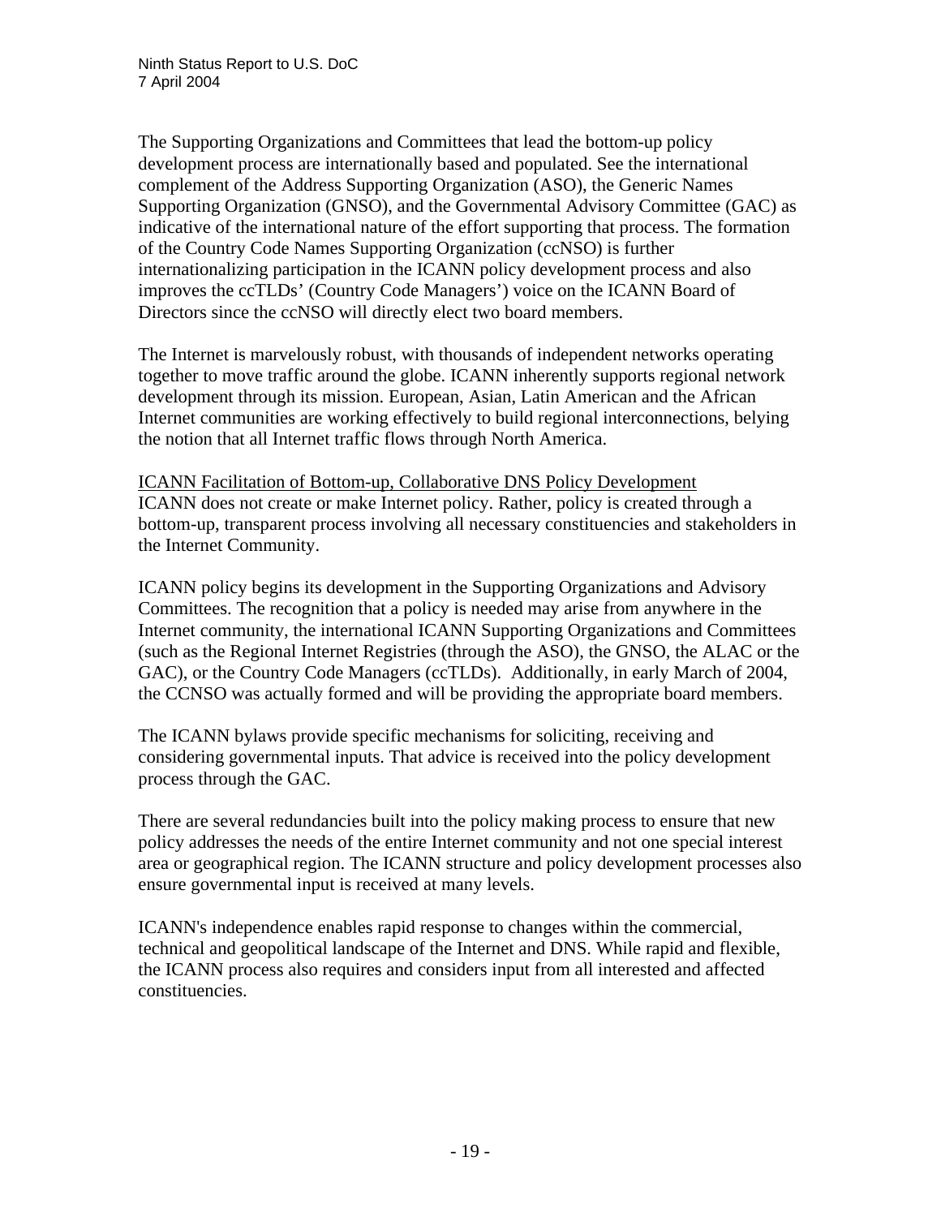The Supporting Organizations and Committees that lead the bottom-up policy development process are internationally based and populated. See the international complement of the Address Supporting Organization (ASO), the Generic Names Supporting Organization (GNSO), and the Governmental Advisory Committee (GAC) as indicative of the international nature of the effort supporting that process. The formation of the Country Code Names Supporting Organization (ccNSO) is further internationalizing participation in the ICANN policy development process and also improves the ccTLDs' (Country Code Managers') voice on the ICANN Board of Directors since the ccNSO will directly elect two board members.

The Internet is marvelously robust, with thousands of independent networks operating together to move traffic around the globe. ICANN inherently supports regional network development through its mission. European, Asian, Latin American and the African Internet communities are working effectively to build regional interconnections, belying the notion that all Internet traffic flows through North America.

<u>ICANN Facilitation of Bottom-up, Collaborative DNS Policy Development</u>

ICANN does not create or make Internet policy. Rather, policy is created through a bottom-up, transparent process involving all necessary constituencies and stakeholders in the Internet Community.

ICANN policy begins its development in the Supporting Organizations and Advisory Committees. The recognition that a policy is needed may arise from anywhere in the Internet community, the international ICANN Supporting Organizations and Committees (such as the Regional Internet Registries (through the ASO), the GNSO, the ALAC or the GAC), or the Country Code Managers (ccTLDs). Additionally, in early March of 2004, the CCNSO was actually formed and will be providing the appropriate board members.

The ICANN bylaws provide specific mechanisms for soliciting, receiving and considering governmental inputs. That advice is received into the policy development process through the GAC.

There are several redundancies built into the policy making process to ensure that new policy addresses the needs of the entire Internet community and not one special interest area or geographical region. The ICANN structure and policy development processes also ensure governmental input is received at many levels.

ICANN's independence enables rapid response to changes within the commercial, technical and geopolitical landscape of the Internet and DNS. While rapid and flexible, the ICANN process also requires and considers input from all interested and affected constituencies.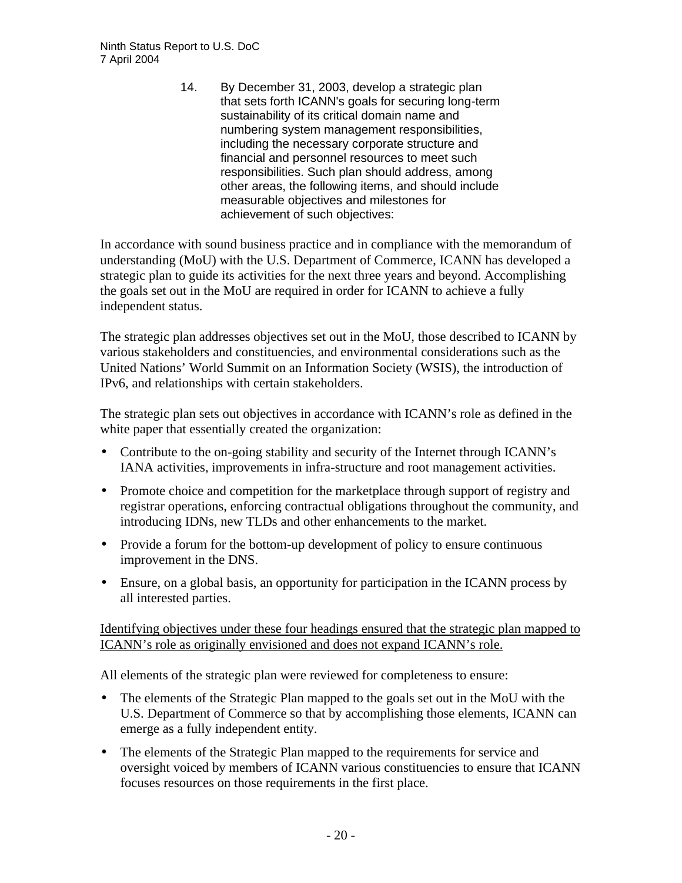14. By December 31, 2003, develop a strategic plan that sets forth ICANN's goals for securing long-term sustainability of its critical domain name and numbering system management responsibilities, including the necessary corporate structure and financial and personnel resources to meet such responsibilities. Such plan should address, among other areas, the following items, and should include measurable objectives and milestones for achievement of such objectives:

In accordance with sound business practice and in compliance with the memorandum of understanding (MoU) with the U.S. Department of Commerce, ICANN has developed a strategic plan to guide its activities for the next three years and beyond. Accomplishing the goals set out in the MoU are required in order for ICANN to achieve a fully independent status.

The strategic plan addresses objectives set out in the MoU, those described to ICANN by various stakeholders and constituencies, and environmental considerations such as the United Nations' World Summit on an Information Society (WSIS), the introduction of IPv6, and relationships with certain stakeholders.

The strategic plan sets out objectives in accordance with ICANN's role as defined in the white paper that essentially created the organization:

- Contribute to the on-going stability and security of the Internet through ICANN's IANA activities, improvements in infra-structure and root management activities.
- Promote choice and competition for the marketplace through support of registry and registrar operations, enforcing contractual obligations throughout the community, and introducing IDNs, new TLDs and other enhancements to the market.
- Provide a forum for the bottom-up development of policy to ensure continuous improvement in the DNS.
- Ensure, on a global basis, an opportunity for participation in the ICANN process by all interested parties.

<u>Identifying objectives under these four headings ensured that the strategic plan mapped to ICANN's role as originally envisioned and does not expand ICANN's role.</u>

All elements of the strategic plan were reviewed for completeness to ensure:

- The elements of the Strategic Plan mapped to the goals set out in the MoU with the U.S. Department of Commerce so that by accomplishing those elements, ICANN can emerge as a fully independent entity.
- The elements of the Strategic Plan mapped to the requirements for service and oversight voiced by members of ICANN various constituencies to ensure that ICANN focuses resources on those requirements in the first place.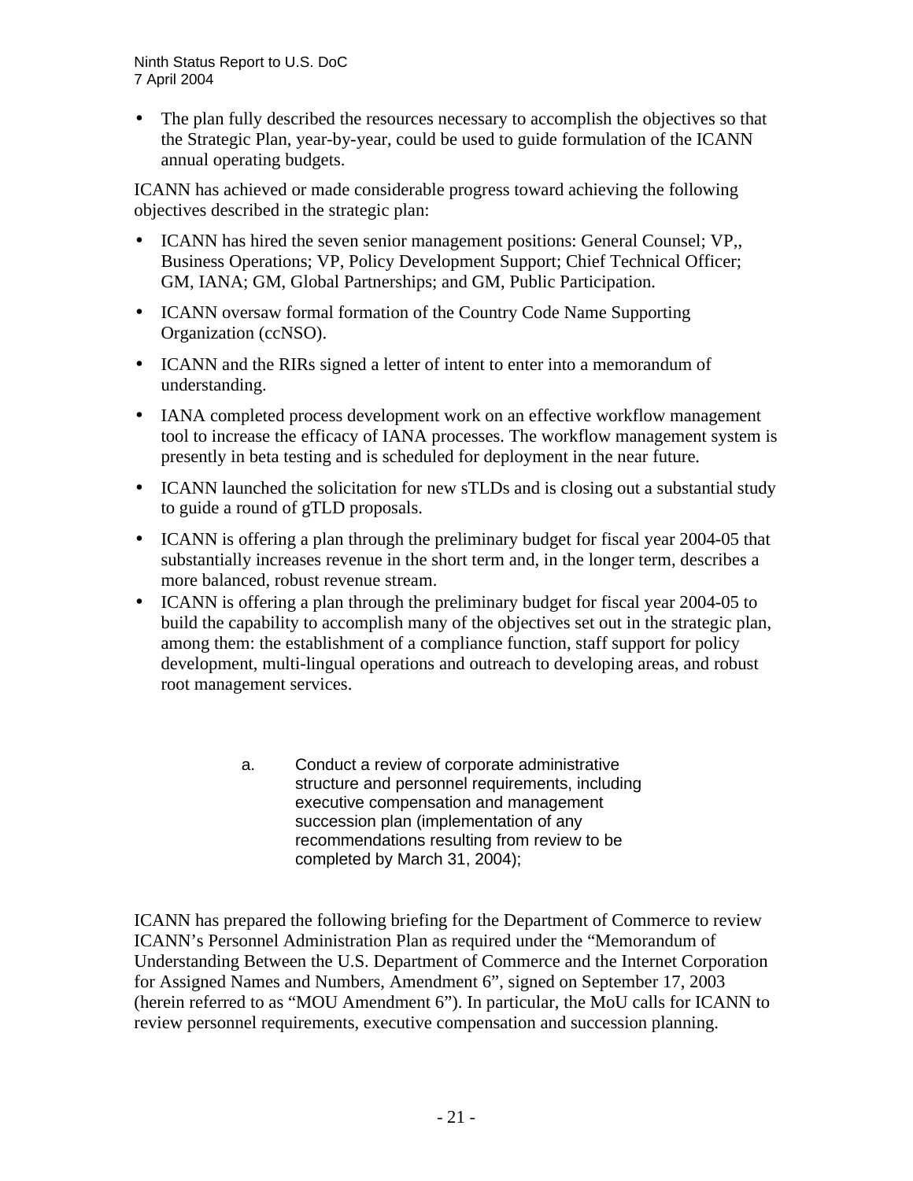- The plan fully described the resources necessary to accomplish the objectives so that the Strategic Plan, year-by-year, could be used to guide formulation of the ICANN annual operating budgets.

ICANN has achieved or made considerable progress toward achieving the following objectives described in the strategic plan:

- ICANN has hired the seven senior management positions: General Counsel; VP,, Business Operations; VP, Policy Development Support; Chief Technical Officer; GM, IANA; GM, Global Partnerships; and GM, Public Participation.
- ICANN oversaw formal formation of the Country Code Name Supporting Organization (ccNSO).
- ICANN and the RIRs signed a letter of intent to enter into a memorandum of understanding.
- IANA completed process development work on an effective workflow management tool to increase the efficacy of IANA processes. The workflow management system is presently in beta testing and is scheduled for deployment in the near future.
- ICANN launched the solicitation for new sTLDs and is closing out a substantial study to guide a round of gTLD proposals.
- ICANN is offering a plan through the preliminary budget for fiscal year 2004-05 that substantially increases revenue in the short term and, in the longer term, describes a more balanced, robust revenue stream.
- ICANN is offering a plan through the preliminary budget for fiscal year 2004-05 to build the capability to accomplish many of the objectives set out in the strategic plan, among them: the establishment of a compliance function, staff support for policy development, multi-lingual operations and outreach to developing areas, and robust root management services.

a. Conduct a review of corporate administrative structure and personnel requirements, including executive compensation and management succession plan (implementation of any recommendations resulting from review to be completed by March 31, 2004);

ICANN has prepared the following briefing for the Department of Commerce to review ICANN's Personnel Administration Plan as required under the "Memorandum of Understanding Between the U.S. Department of Commerce and the Internet Corporation for Assigned Names and Numbers, Amendment 6", signed on September 17, 2003 (herein referred to as "MOU Amendment 6"). In particular, the MoU calls for ICANN to review personnel requirements, executive compensation and succession planning.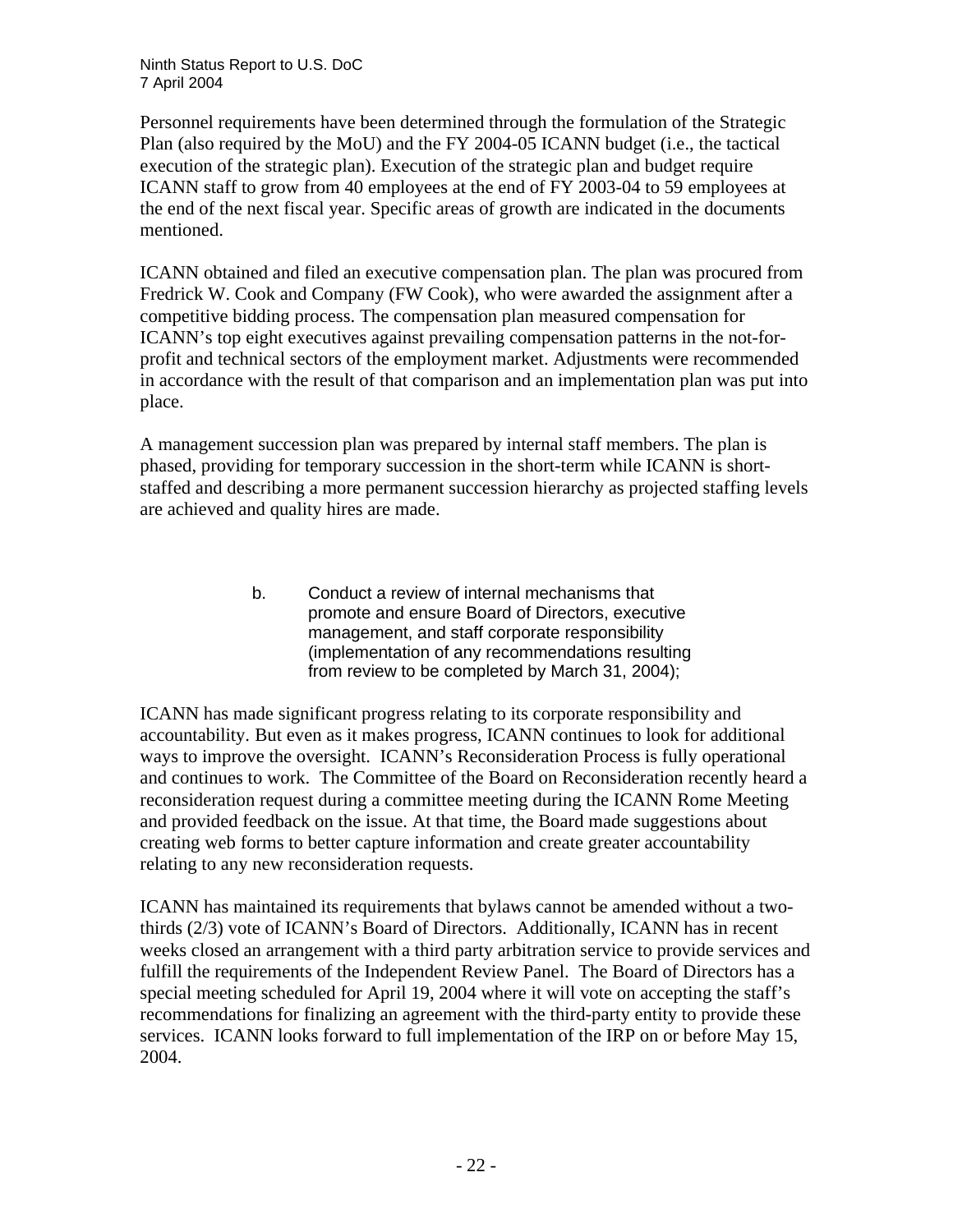Personnel requirements have been determined through the formulation of the Strategic Plan (also required by the MoU) and the FY 2004-05 ICANN budget (i.e., the tactical execution of the strategic plan). Execution of the strategic plan and budget require ICANN staff to grow from 40 employees at the end of FY 2003-04 to 59 employees at the end of the next fiscal year. Specific areas of growth are indicated in the documents mentioned.

ICANN obtained and filed an executive compensation plan. The plan was procured from Fredrick W. Cook and Company (FW Cook), who were awarded the assignment after a competitive bidding process. The compensation plan measured compensation for ICANN's top eight executives against prevailing compensation patterns in the not-for-profit and technical sectors of the employment market. Adjustments were recommended in accordance with the result of that comparison and an implementation plan was put into place.

A management succession plan was prepared by internal staff members. The plan is phased, providing for temporary succession in the short-term while ICANN is short-staffed and describing a more permanent succession hierarchy as projected staffing levels are achieved and quality hires are made.

b. Conduct a review of internal mechanisms that promote and ensure Board of Directors, executive management, and staff corporate responsibility (implementation of any recommendations resulting from review to be completed by March 31, 2004);

ICANN has made significant progress relating to its corporate responsibility and accountability. But even as it makes progress, ICANN continues to look for additional ways to improve the oversight. ICANN's Reconsideration Process is fully operational and continues to work. The Committee of the Board on Reconsideration recently heard a reconsideration request during a committee meeting during the ICANN Rome Meeting and provided feedback on the issue. At that time, the Board made suggestions about creating web forms to better capture information and create greater accountability relating to any new reconsideration requests.

ICANN has maintained its requirements that bylaws cannot be amended without a two-thirds (2/3) vote of ICANN's Board of Directors. Additionally, ICANN has in recent weeks closed an arrangement with a third party arbitration service to provide services and fulfill the requirements of the Independent Review Panel. The Board of Directors has a special meeting scheduled for April 19, 2004 where it will vote on accepting the staff's recommendations for finalizing an agreement with the third-party entity to provide these services. ICANN looks forward to full implementation of the IRP on or before May 15, 2004.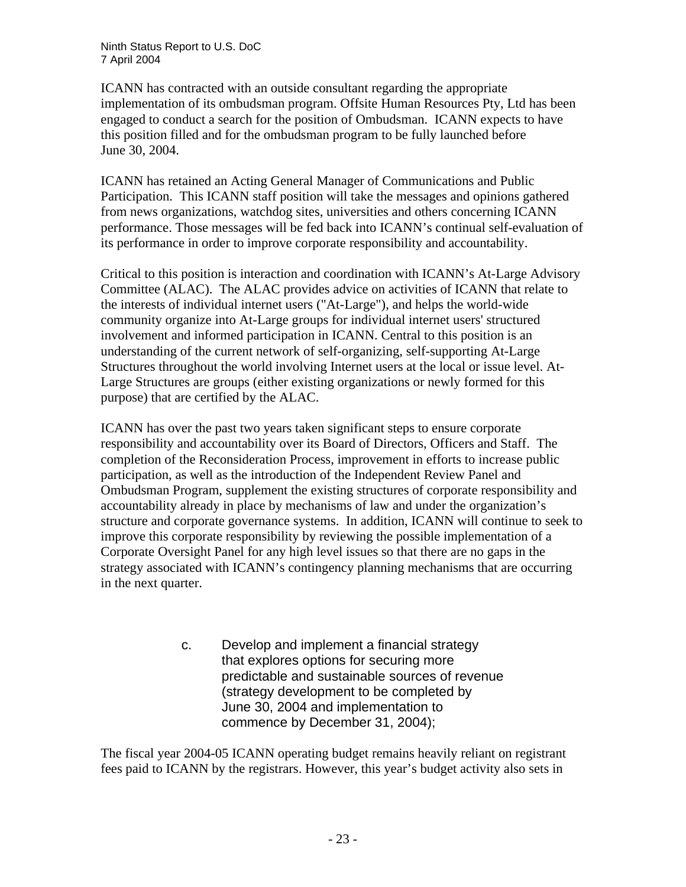ICANN has contracted with an outside consultant regarding the appropriate implementation of its ombudsman program. Offsite Human Resources Pty, Ltd has been engaged to conduct a search for the position of Ombudsman. ICANN expects to have this position filled and for the ombudsman program to be fully launched before June 30, 2004.

ICANN has retained an Acting General Manager of Communications and Public Participation. This ICANN staff position will take the messages and opinions gathered from news organizations, watchdog sites, universities and others concerning ICANN performance. Those messages will be fed back into ICANN's continual self-evaluation of its performance in order to improve corporate responsibility and accountability.

Critical to this position is interaction and coordination with ICANN's At-Large Advisory Committee (ALAC). The ALAC provides advice on activities of ICANN that relate to the interests of individual internet users ("At-Large"), and helps the world-wide community organize into At-Large groups for individual internet users' structured involvement and informed participation in ICANN. Central to this position is an understanding of the current network of self-organizing, self-supporting At-Large Structures throughout the world involving Internet users at the local or issue level. At-Large Structures are groups (either existing organizations or newly formed for this purpose) that are certified by the ALAC.

ICANN has over the past two years taken significant steps to ensure corporate responsibility and accountability over its Board of Directors, Officers and Staff. The completion of the Reconsideration Process, improvement in efforts to increase public participation, as well as the introduction of the Independent Review Panel and Ombudsman Program, supplement the existing structures of corporate responsibility and accountability already in place by mechanisms of law and under the organization's structure and corporate governance systems. In addition, ICANN will continue to seek to improve this corporate responsibility by reviewing the possible implementation of a Corporate Oversight Panel for any high level issues so that there are no gaps in the strategy associated with ICANN's contingency planning mechanisms that are occurring in the next quarter.

c. Develop and implement a financial strategy that explores options for securing more predictable and sustainable sources of revenue (strategy development to be completed by June 30, 2004 and implementation to commence by December 31, 2004);

The fiscal year 2004-05 ICANN operating budget remains heavily reliant on registrant fees paid to ICANN by the registrars. However, this year's budget activity also sets in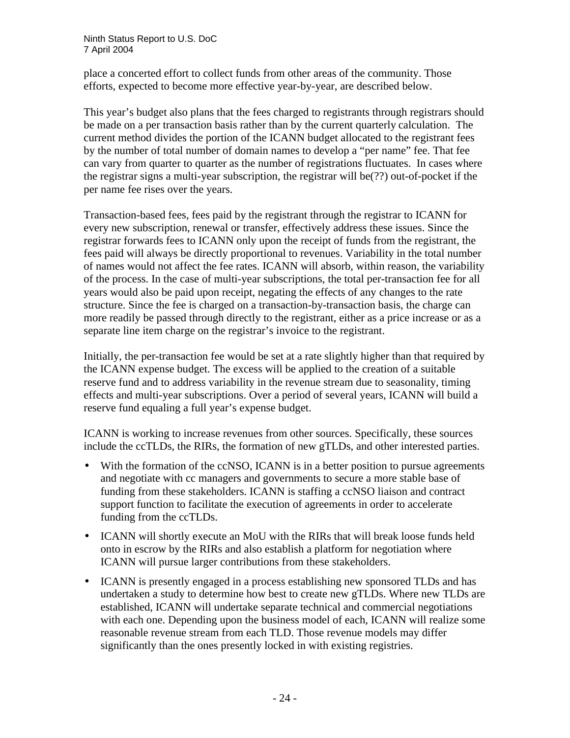place a concerted effort to collect funds from other areas of the community. Those efforts, expected to become more effective year-by-year, are described below.

This year's budget also plans that the fees charged to registrants through registrars should be made on a per transaction basis rather than by the current quarterly calculation. The current method divides the portion of the ICANN budget allocated to the registrant fees by the number of total number of domain names to develop a "per name" fee. That fee can vary from quarter to quarter as the number of registrations fluctuates. In cases where the registrar signs a multi-year subscription, the registrar will be(??) out-of-pocket if the per name fee rises over the years.

Transaction-based fees, fees paid by the registrant through the registrar to ICANN for every new subscription, renewal or transfer, effectively address these issues. Since the registrar forwards fees to ICANN only upon the receipt of funds from the registrant, the fees paid will always be directly proportional to revenues. Variability in the total number of names would not affect the fee rates. ICANN will absorb, within reason, the variability of the process. In the case of multi-year subscriptions, the total per-transaction fee for all years would also be paid upon receipt, negating the effects of any changes to the rate structure. Since the fee is charged on a transaction-by-transaction basis, the charge can more readily be passed through directly to the registrant, either as a price increase or as a separate line item charge on the registrar's invoice to the registrant.

Initially, the per-transaction fee would be set at a rate slightly higher than that required by the ICANN expense budget. The excess will be applied to the creation of a suitable reserve fund and to address variability in the revenue stream due to seasonality, timing effects and multi-year subscriptions. Over a period of several years, ICANN will build a reserve fund equaling a full year's expense budget.

ICANN is working to increase revenues from other sources. Specifically, these sources include the ccTLDs, the RIRs, the formation of new gTLDs, and other interested parties.

- With the formation of the ccNSO, ICANN is in a better position to pursue agreements and negotiate with cc managers and governments to secure a more stable base of funding from these stakeholders. ICANN is staffing a ccNSO liaison and contract support function to facilitate the execution of agreements in order to accelerate funding from the ccTLDs.
- ICANN will shortly execute an MoU with the RIRs that will break loose funds held onto in escrow by the RIRs and also establish a platform for negotiation where ICANN will pursue larger contributions from these stakeholders.
- ICANN is presently engaged in a process establishing new sponsored TLDs and has undertaken a study to determine how best to create new gTLDs. Where new TLDs are established, ICANN will undertake separate technical and commercial negotiations with each one. Depending upon the business model of each, ICANN will realize some reasonable revenue stream from each TLD. Those revenue models may differ significantly than the ones presently locked in with existing registries.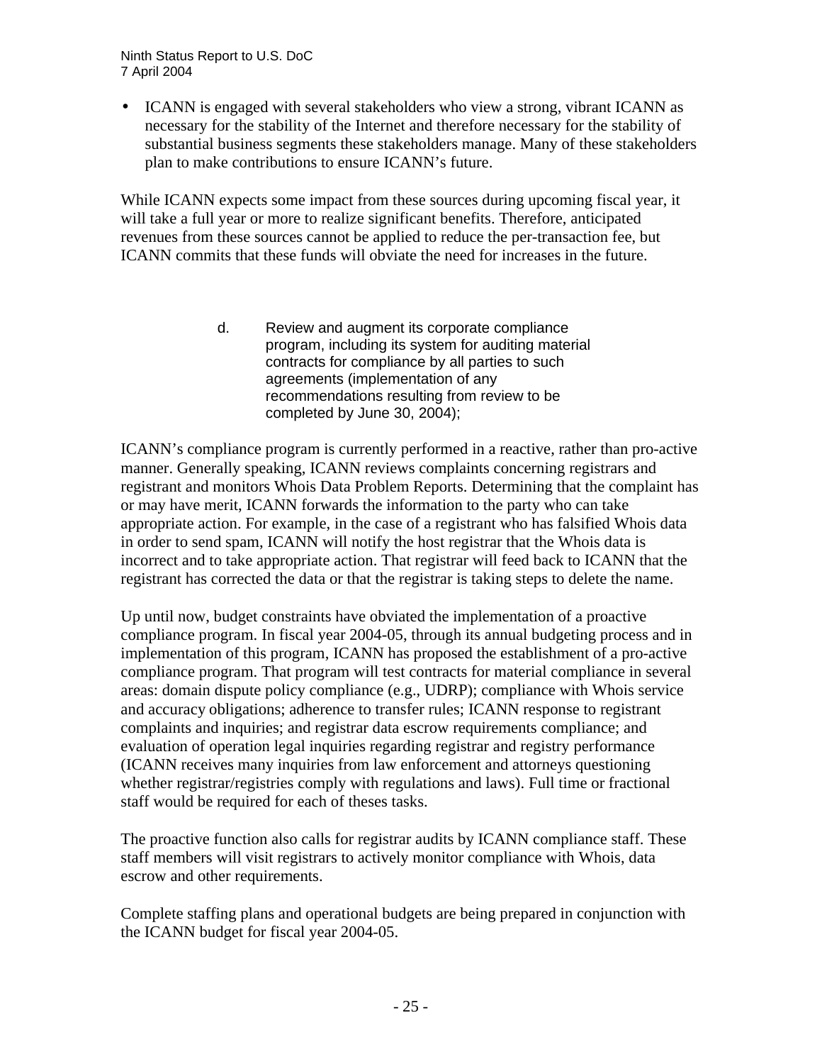- ICANN is engaged with several stakeholders who view a strong, vibrant ICANN as necessary for the stability of the Internet and therefore necessary for the stability of substantial business segments these stakeholders manage. Many of these stakeholders plan to make contributions to ensure ICANN's future.

While ICANN expects some impact from these sources during upcoming fiscal year, it will take a full year or more to realize significant benefits. Therefore, anticipated revenues from these sources cannot be applied to reduce the per-transaction fee, but ICANN commits that these funds will obviate the need for increases in the future.

> d. Review and augment its corporate compliance program, including its system for auditing material contracts for compliance by all parties to such agreements (implementation of any recommendations resulting from review to be completed by June 30, 2004);

ICANN's compliance program is currently performed in a reactive, rather than pro-active manner. Generally speaking, ICANN reviews complaints concerning registrars and registrant and monitors Whois Data Problem Reports. Determining that the complaint has or may have merit, ICANN forwards the information to the party who can take appropriate action. For example, in the case of a registrant who has falsified Whois data in order to send spam, ICANN will notify the host registrar that the Whois data is incorrect and to take appropriate action. That registrar will feed back to ICANN that the registrant has corrected the data or that the registrar is taking steps to delete the name.

Up until now, budget constraints have obviated the implementation of a proactive compliance program. In fiscal year 2004-05, through its annual budgeting process and in implementation of this program, ICANN has proposed the establishment of a pro-active compliance program. That program will test contracts for material compliance in several areas: domain dispute policy compliance (e.g., UDRP); compliance with Whois service and accuracy obligations; adherence to transfer rules; ICANN response to registrant complaints and inquiries; and registrar data escrow requirements compliance; and evaluation of operation legal inquiries regarding registrar and registry performance (ICANN receives many inquiries from law enforcement and attorneys questioning whether registrar/registries comply with regulations and laws). Full time or fractional staff would be required for each of theses tasks.

The proactive function also calls for registrar audits by ICANN compliance staff. These staff members will visit registrars to actively monitor compliance with Whois, data escrow and other requirements.

Complete staffing plans and operational budgets are being prepared in conjunction with the ICANN budget for fiscal year 2004-05.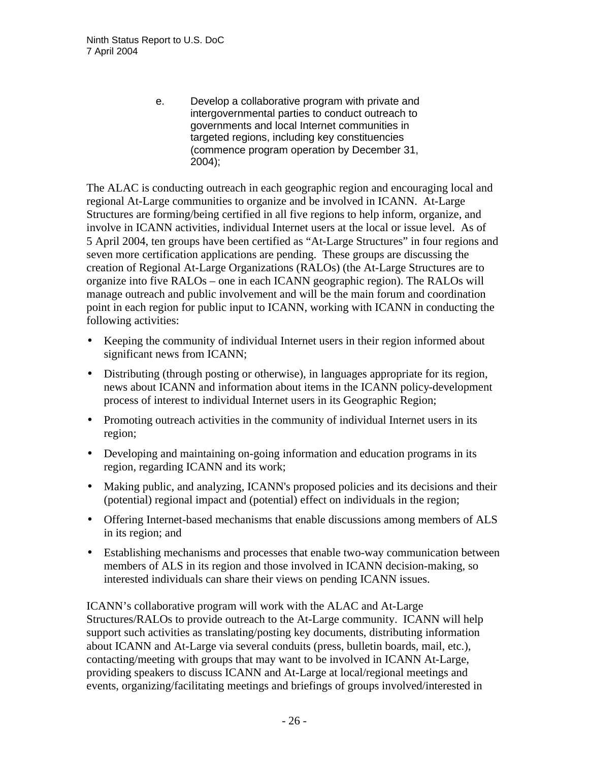e. Develop a collaborative program with private and intergovernmental parties to conduct outreach to governments and local Internet communities in targeted regions, including key constituencies (commence program operation by December 31, 2004);

The ALAC is conducting outreach in each geographic region and encouraging local and regional At-Large communities to organize and be involved in ICANN. At-Large Structures are forming/being certified in all five regions to help inform, organize, and involve in ICANN activities, individual Internet users at the local or issue level. As of 5 April 2004, ten groups have been certified as "At-Large Structures" in four regions and seven more certification applications are pending. These groups are discussing the creation of Regional At-Large Organizations (RALOs) (the At-Large Structures are to organize into five RALOs – one in each ICANN geographic region). The RALOs will manage outreach and public involvement and will be the main forum and coordination point in each region for public input to ICANN, working with ICANN in conducting the following activities:

- Keeping the community of individual Internet users in their region informed about significant news from ICANN;
- Distributing (through posting or otherwise), in languages appropriate for its region, news about ICANN and information about items in the ICANN policy-development process of interest to individual Internet users in its Geographic Region;
- Promoting outreach activities in the community of individual Internet users in its region;
- Developing and maintaining on-going information and education programs in its region, regarding ICANN and its work;
- Making public, and analyzing, ICANN's proposed policies and its decisions and their (potential) regional impact and (potential) effect on individuals in the region;
- Offering Internet-based mechanisms that enable discussions among members of ALS in its region; and
- Establishing mechanisms and processes that enable two-way communication between members of ALS in its region and those involved in ICANN decision-making, so interested individuals can share their views on pending ICANN issues.

ICANN's collaborative program will work with the ALAC and At-Large Structures/RALOs to provide outreach to the At-Large community. ICANN will help support such activities as translating/posting key documents, distributing information about ICANN and At-Large via several conduits (press, bulletin boards, mail, etc.), contacting/meeting with groups that may want to be involved in ICANN At-Large, providing speakers to discuss ICANN and At-Large at local/regional meetings and events, organizing/facilitating meetings and briefings of groups involved/interested in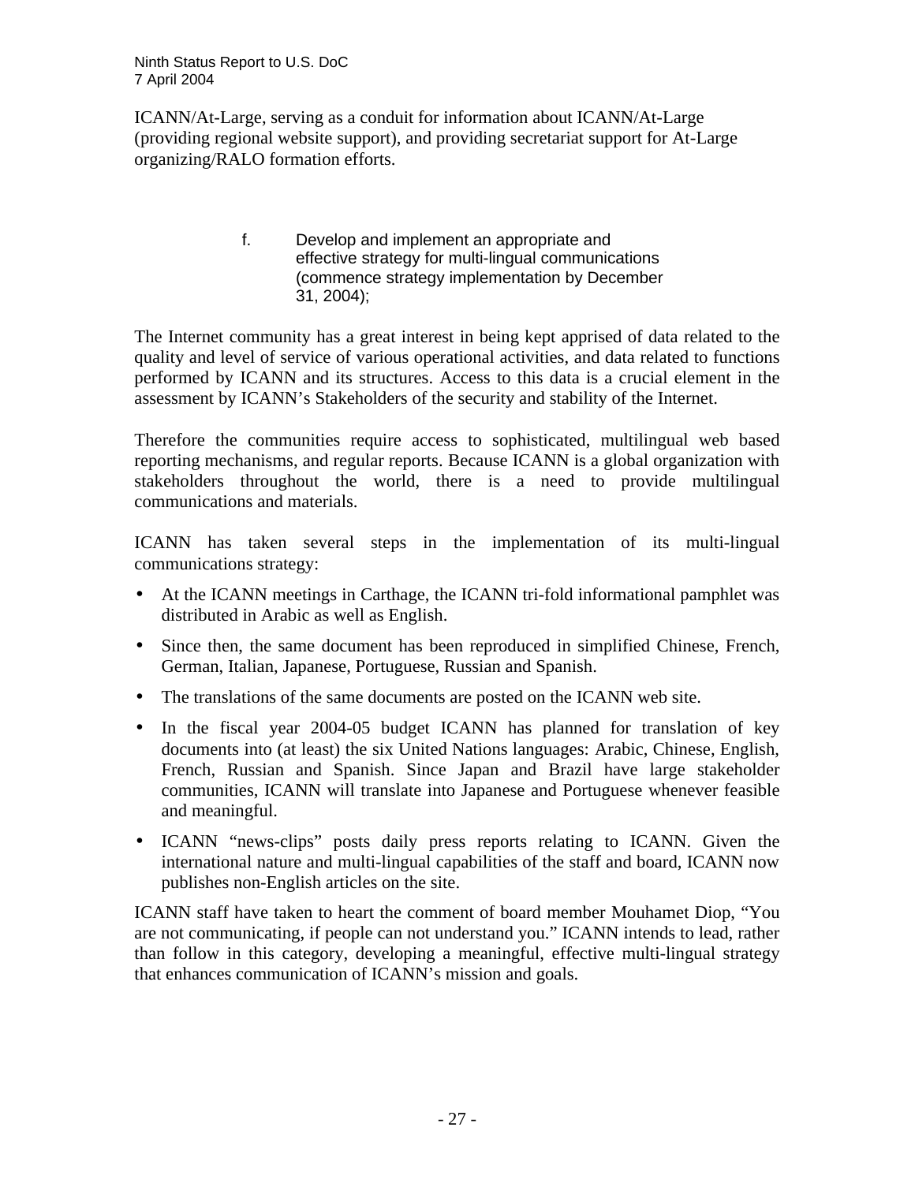ICANN/At-Large, serving as a conduit for information about ICANN/At-Large (providing regional website support), and providing secretariat support for At-Large organizing/RALO formation efforts.

f. Develop and implement an appropriate and effective strategy for multi-lingual communications (commence strategy implementation by December 31, 2004);

The Internet community has a great interest in being kept apprised of data related to the quality and level of service of various operational activities, and data related to functions performed by ICANN and its structures. Access to this data is a crucial element in the assessment by ICANN's Stakeholders of the security and stability of the Internet.

Therefore the communities require access to sophisticated, multilingual web based reporting mechanisms, and regular reports. Because ICANN is a global organization with stakeholders throughout the world, there is a need to provide multilingual communications and materials.

ICANN has taken several steps in the implementation of its multi-lingual communications strategy:

- At the ICANN meetings in Carthage, the ICANN tri-fold informational pamphlet was distributed in Arabic as well as English.
- Since then, the same document has been reproduced in simplified Chinese, French, German, Italian, Japanese, Portuguese, Russian and Spanish.
- The translations of the same documents are posted on the ICANN web site.
- In the fiscal year 2004-05 budget ICANN has planned for translation of key documents into (at least) the six United Nations languages: Arabic, Chinese, English, French, Russian and Spanish. Since Japan and Brazil have large stakeholder communities, ICANN will translate into Japanese and Portuguese whenever feasible and meaningful.
- ICANN "news-clips" posts daily press reports relating to ICANN. Given the international nature and multi-lingual capabilities of the staff and board, ICANN now publishes non-English articles on the site.

ICANN staff have taken to heart the comment of board member Mouhamet Diop, "You are not communicating, if people can not understand you." ICANN intends to lead, rather than follow in this category, developing a meaningful, effective multi-lingual strategy that enhances communication of ICANN's mission and goals.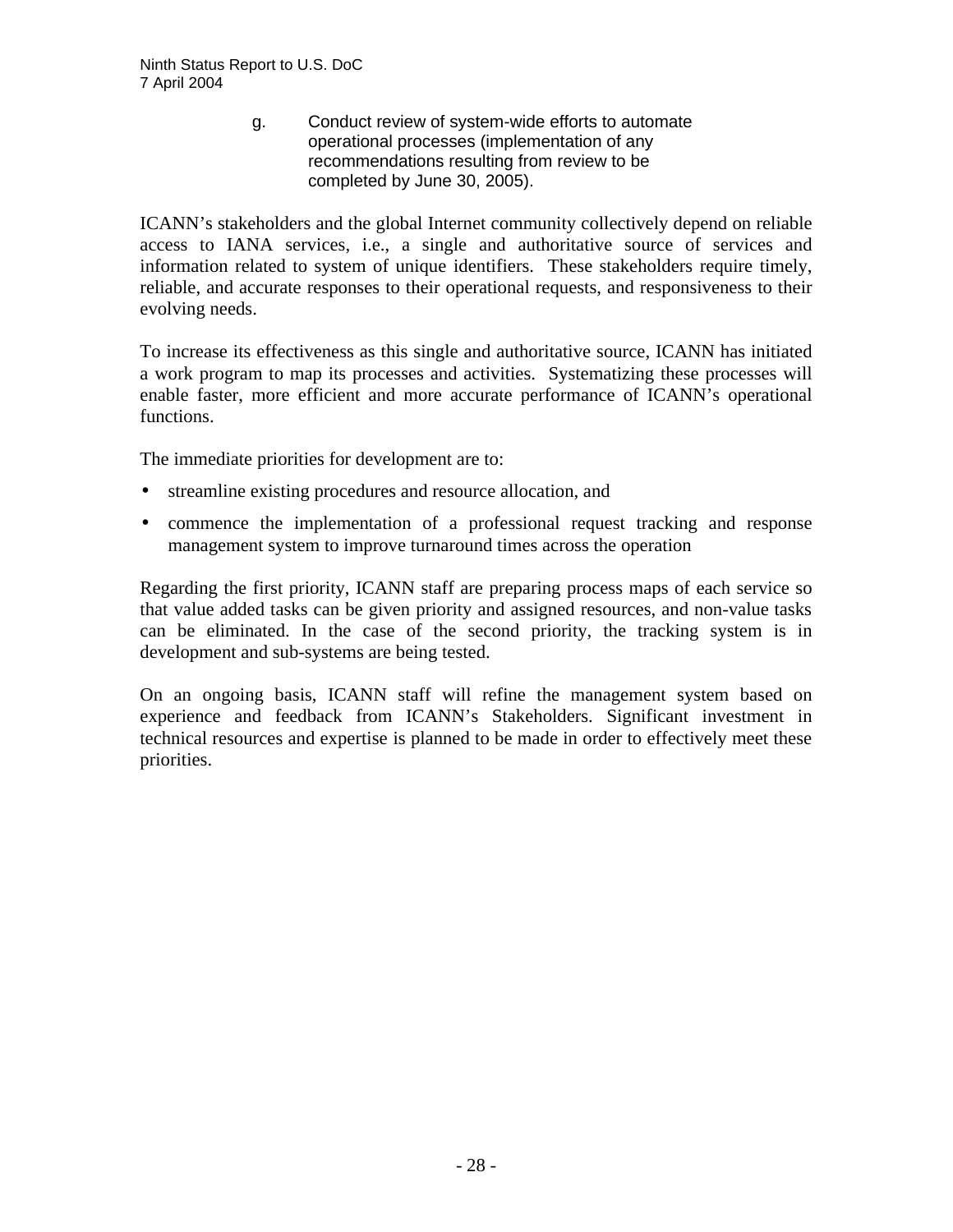g. Conduct review of system-wide efforts to automate operational processes (implementation of any recommendations resulting from review to be completed by June 30, 2005).

ICANN's stakeholders and the global Internet community collectively depend on reliable access to IANA services, i.e., a single and authoritative source of services and information related to system of unique identifiers. These stakeholders require timely, reliable, and accurate responses to their operational requests, and responsiveness to their evolving needs.

To increase its effectiveness as this single and authoritative source, ICANN has initiated a work program to map its processes and activities. Systematizing these processes will enable faster, more efficient and more accurate performance of ICANN's operational functions.

The immediate priorities for development are to:

- streamline existing procedures and resource allocation, and
- commence the implementation of a professional request tracking and response management system to improve turnaround times across the operation

Regarding the first priority, ICANN staff are preparing process maps of each service so that value added tasks can be given priority and assigned resources, and non-value tasks can be eliminated. In the case of the second priority, the tracking system is in development and sub-systems are being tested.

On an ongoing basis, ICANN staff will refine the management system based on experience and feedback from ICANN's Stakeholders. Significant investment in technical resources and expertise is planned to be made in order to effectively meet these priorities.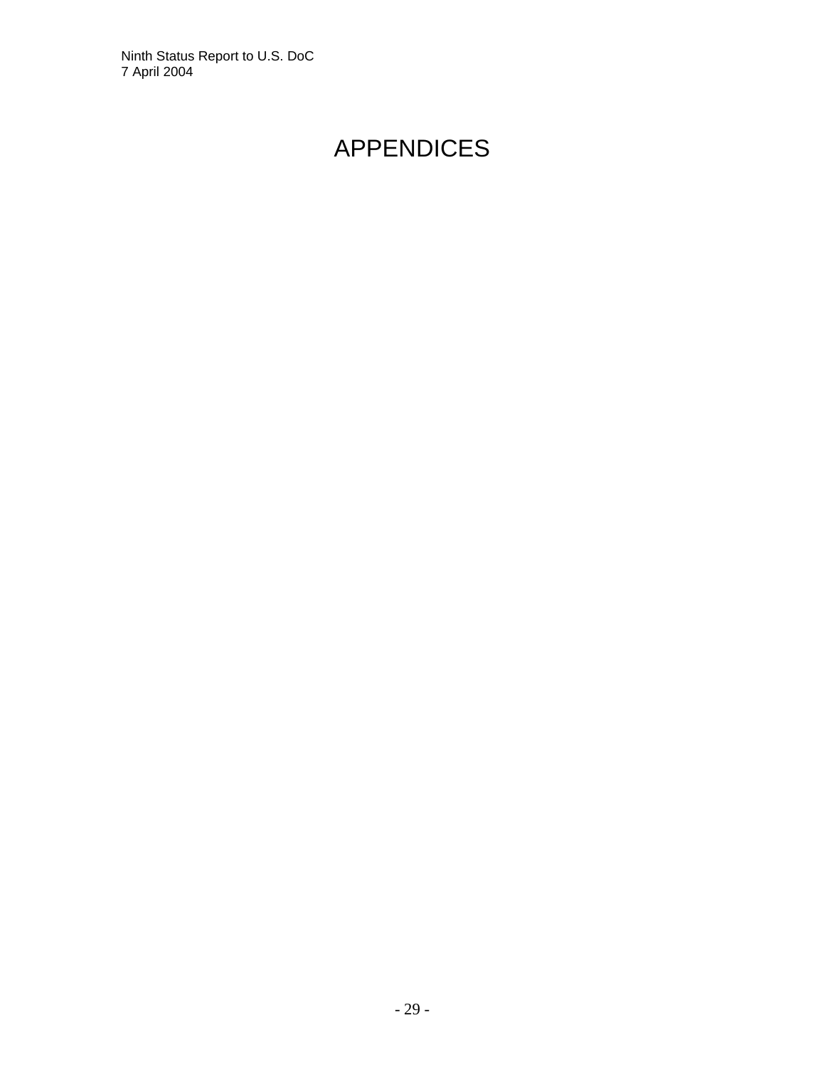# APPENDICES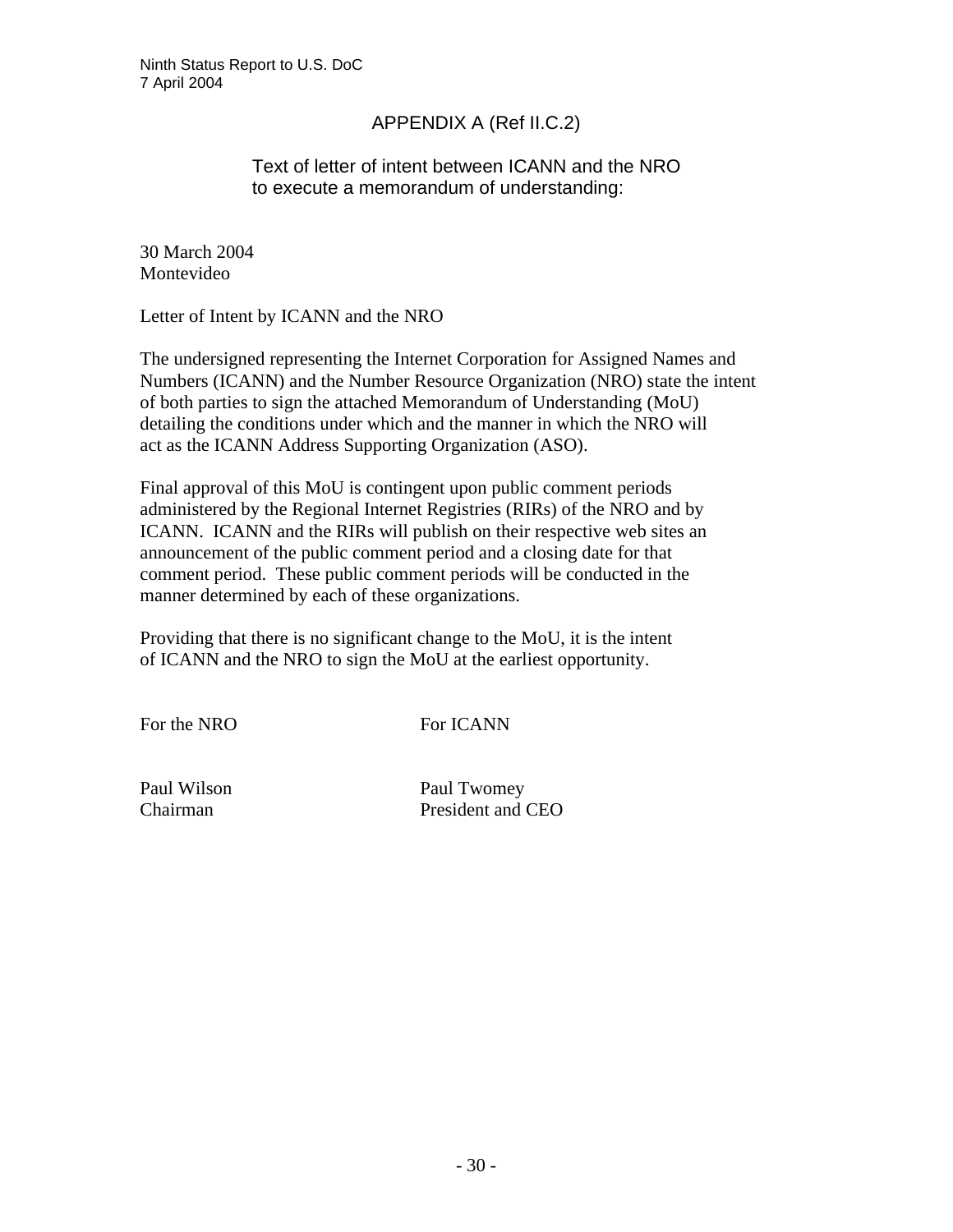## APPENDIX A (Ref II.C.2)

### Text of letter of intent between ICANN and the NRO to execute a memorandum of understanding:

30 March 2004
Montevideo

Letter of Intent by ICANN and the NRO

The undersigned representing the Internet Corporation for Assigned Names and Numbers (ICANN) and the Number Resource Organization (NRO) state the intent of both parties to sign the attached Memorandum of Understanding (MoU) detailing the conditions under which and the manner in which the NRO will act as the ICANN Address Supporting Organization (ASO).

Final approval of this MoU is contingent upon public comment periods administered by the Regional Internet Registries (RIRs) of the NRO and by ICANN. ICANN and the RIRs will publish on their respective web sites an announcement of the public comment period and a closing date for that comment period. These public comment periods will be conducted in the manner determined by each of these organizations.

Providing that there is no significant change to the MoU, it is the intent of ICANN and the NRO to sign the MoU at the earliest opportunity.

| For the NRO | For ICANN |
|---|---|
| Paul Wilson<br>Chairman | Paul Twomey<br>President and CEO |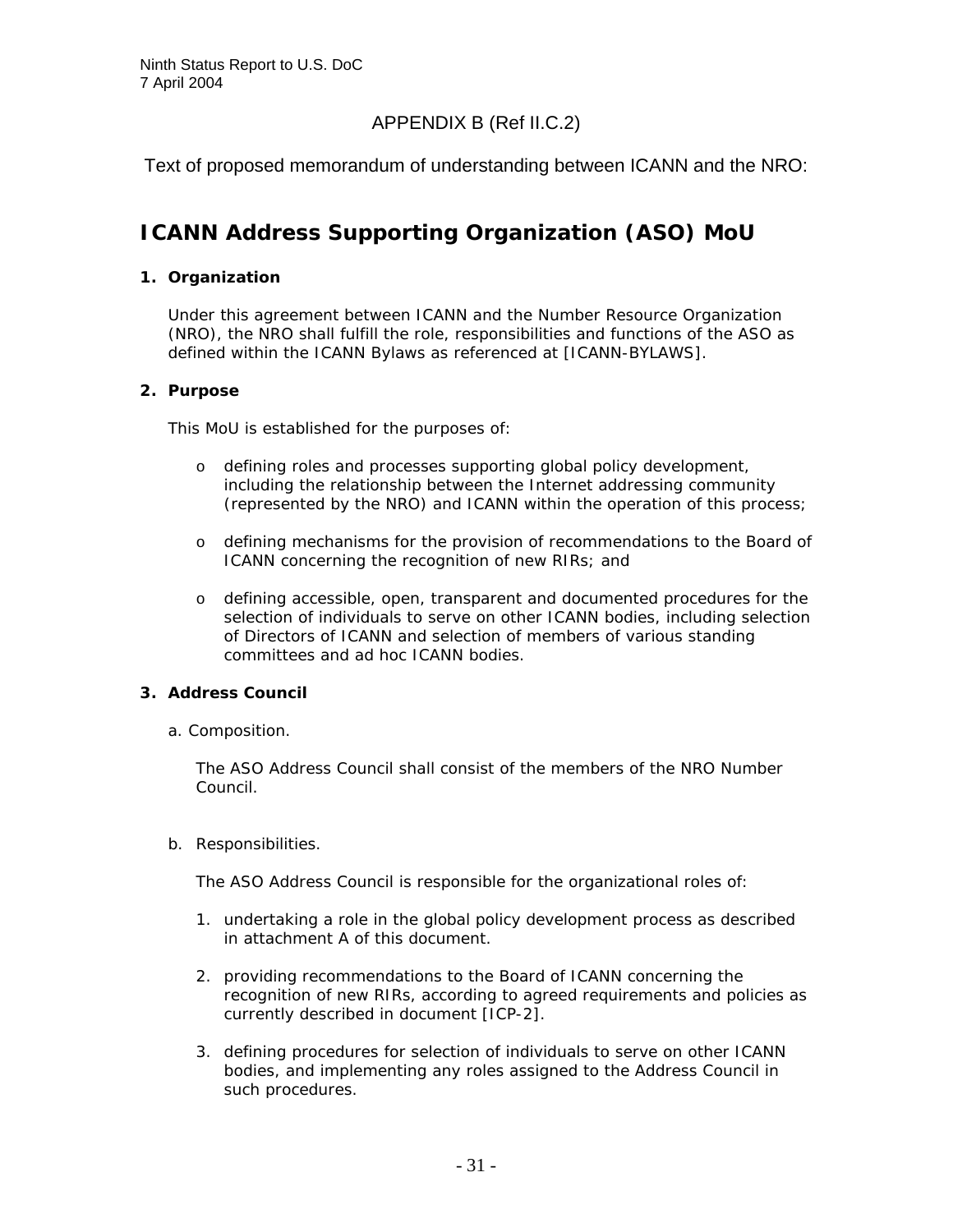APPENDIX B (Ref II.C.2)

Text of proposed memorandum of understanding between ICANN and the NRO:

# ICANN Address Supporting Organization (ASO) MoU

## 1. Organization

Under this agreement between ICANN and the Number Resource Organization (NRO), the NRO shall fulfill the role, responsibilities and functions of the ASO as defined within the ICANN Bylaws as referenced at [ICANN-BYLAWS].

## 2. Purpose

This MoU is established for the purposes of:

- defining roles and processes supporting global policy development, including the relationship between the Internet addressing community (represented by the NRO) and ICANN within the operation of this process;
- defining mechanisms for the provision of recommendations to the Board of ICANN concerning the recognition of new RIRs; and
- defining accessible, open, transparent and documented procedures for the selection of individuals to serve on other ICANN bodies, including selection of Directors of ICANN and selection of members of various standing committees and ad hoc ICANN bodies.

## 3. Address Council

a. Composition.

The ASO Address Council shall consist of the members of the NRO Number Council.

b. Responsibilities.

The ASO Address Council is responsible for the organizational roles of:

1. undertaking a role in the global policy development process as described in attachment A of this document.
2. providing recommendations to the Board of ICANN concerning the recognition of new RIRs, according to agreed requirements and policies as currently described in document [ICP-2].
3. defining procedures for selection of individuals to serve on other ICANN bodies, and implementing any roles assigned to the Address Council in such procedures.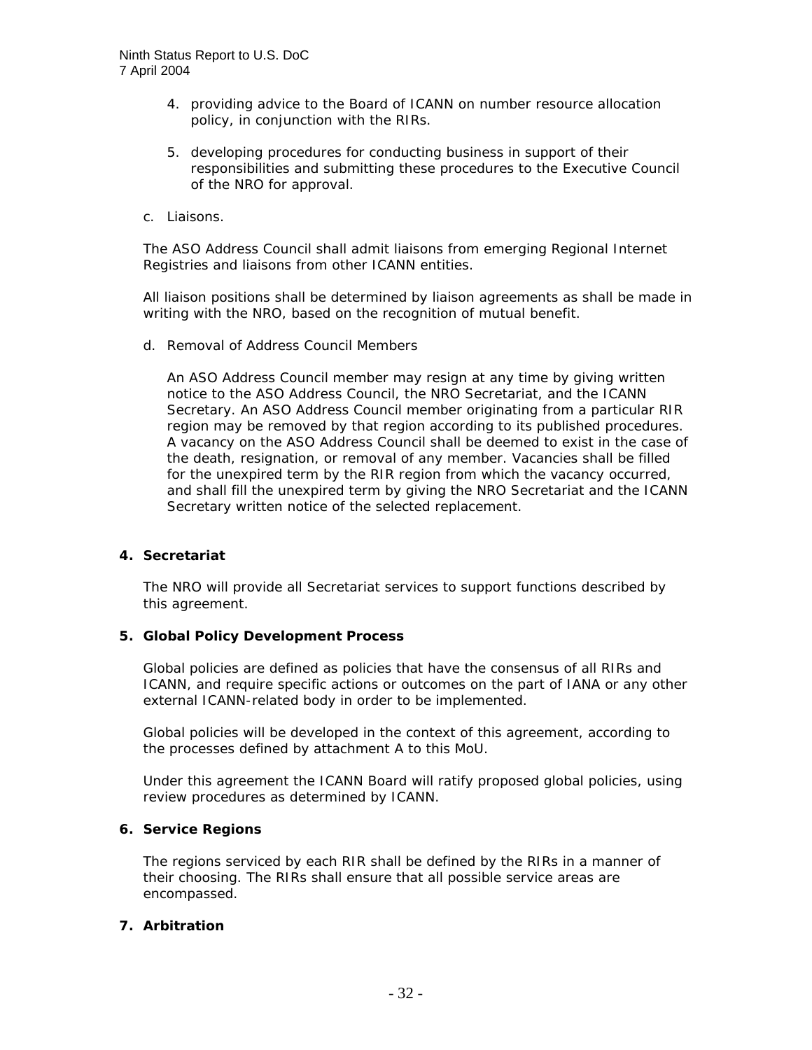4. providing advice to the Board of ICANN on number resource allocation policy, in conjunction with the RIRs.

5. developing procedures for conducting business in support of their responsibilities and submitting these procedures to the Executive Council of the NRO for approval.

c. Liaisons.

The ASO Address Council shall admit liaisons from emerging Regional Internet Registries and liaisons from other ICANN entities.

All liaison positions shall be determined by liaison agreements as shall be made in writing with the NRO, based on the recognition of mutual benefit.

d. Removal of Address Council Members

An ASO Address Council member may resign at any time by giving written notice to the ASO Address Council, the NRO Secretariat, and the ICANN Secretary. An ASO Address Council member originating from a particular RIR region may be removed by that region according to its published procedures. A vacancy on the ASO Address Council shall be deemed to exist in the case of the death, resignation, or removal of any member. Vacancies shall be filled for the unexpired term by the RIR region from which the vacancy occurred, and shall fill the unexpired term by giving the NRO Secretariat and the ICANN Secretary written notice of the selected replacement.

**4. Secretariat**

The NRO will provide all Secretariat services to support functions described by this agreement.

**5. Global Policy Development Process**

Global policies are defined as policies that have the consensus of all RIRs and ICANN, and require specific actions or outcomes on the part of IANA or any other external ICANN-related body in order to be implemented.

Global policies will be developed in the context of this agreement, according to the processes defined by attachment A to this MoU.

Under this agreement the ICANN Board will ratify proposed global policies, using review procedures as determined by ICANN.

**6. Service Regions**

The regions serviced by each RIR shall be defined by the RIRs in a manner of their choosing. The RIRs shall ensure that all possible service areas are encompassed.

**7. Arbitration**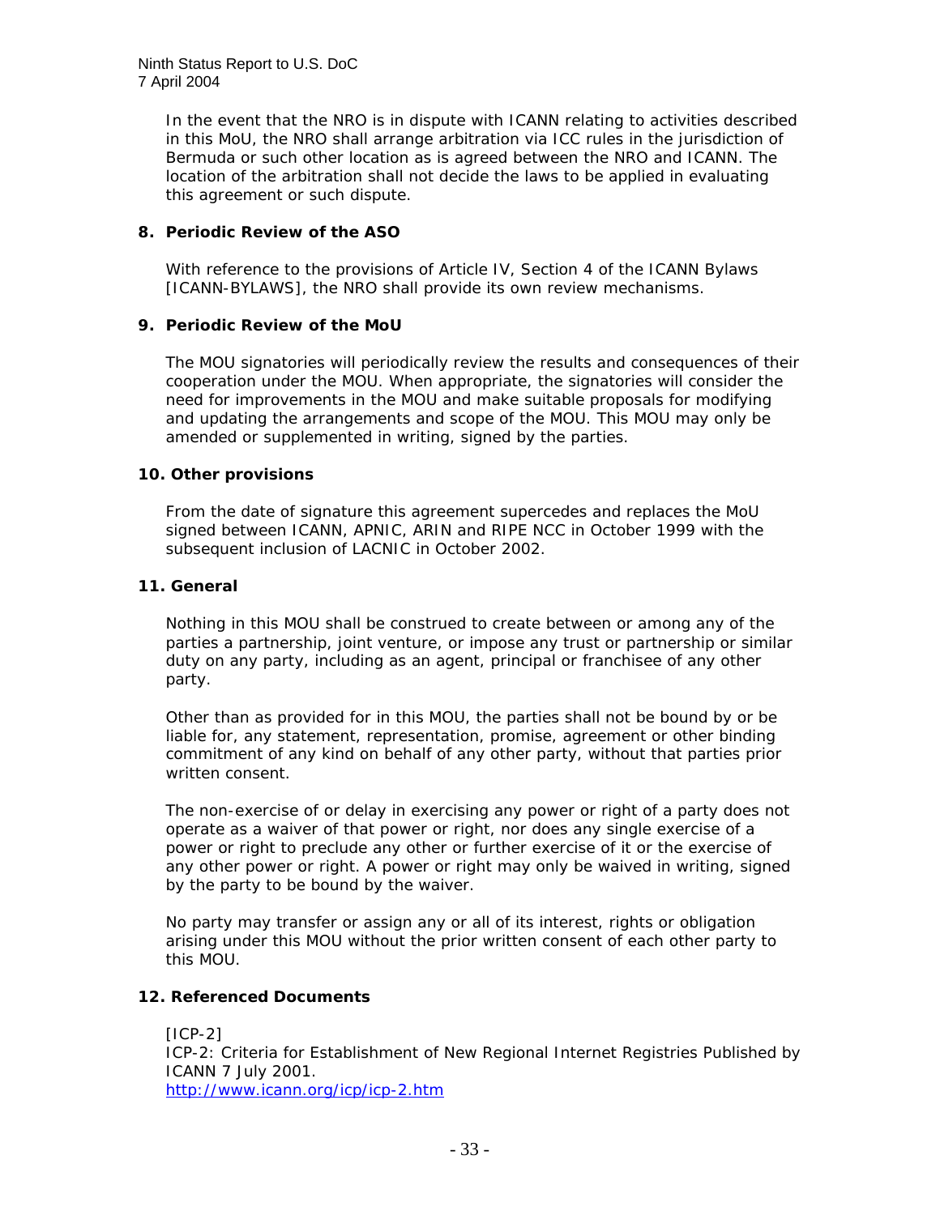In the event that the NRO is in dispute with ICANN relating to activities described in this MoU, the NRO shall arrange arbitration via ICC rules in the jurisdiction of Bermuda or such other location as is agreed between the NRO and ICANN. The location of the arbitration shall not decide the laws to be applied in evaluating this agreement or such dispute.

**8. Periodic Review of the ASO**

With reference to the provisions of Article IV, Section 4 of the ICANN Bylaws [ICANN-BYLAWS], the NRO shall provide its own review mechanisms.

**9. Periodic Review of the MoU**

The MOU signatories will periodically review the results and consequences of their cooperation under the MOU. When appropriate, the signatories will consider the need for improvements in the MOU and make suitable proposals for modifying and updating the arrangements and scope of the MOU. This MOU may only be amended or supplemented in writing, signed by the parties.

**10. Other provisions**

From the date of signature this agreement supercedes and replaces the MoU signed between ICANN, APNIC, ARIN and RIPE NCC in October 1999 with the subsequent inclusion of LACNIC in October 2002.

**11. General**

Nothing in this MOU shall be construed to create between or among any of the parties a partnership, joint venture, or impose any trust or partnership or similar duty on any party, including as an agent, principal or franchisee of any other party.

Other than as provided for in this MOU, the parties shall not be bound by or be liable for, any statement, representation, promise, agreement or other binding commitment of any kind on behalf of any other party, without that parties prior written consent.

The non-exercise of or delay in exercising any power or right of a party does not operate as a waiver of that power or right, nor does any single exercise of a power or right to preclude any other or further exercise of it or the exercise of any other power or right. A power or right may only be waived in writing, signed by the party to be bound by the waiver.

No party may transfer or assign any or all of its interest, rights or obligation arising under this MOU without the prior written consent of each other party to this MOU.

**12. Referenced Documents**

[ICP-2]
ICP-2: Criteria for Establishment of New Regional Internet Registries Published by ICANN 7 July 2001.
http://www.icann.org/icp/icp-2.htm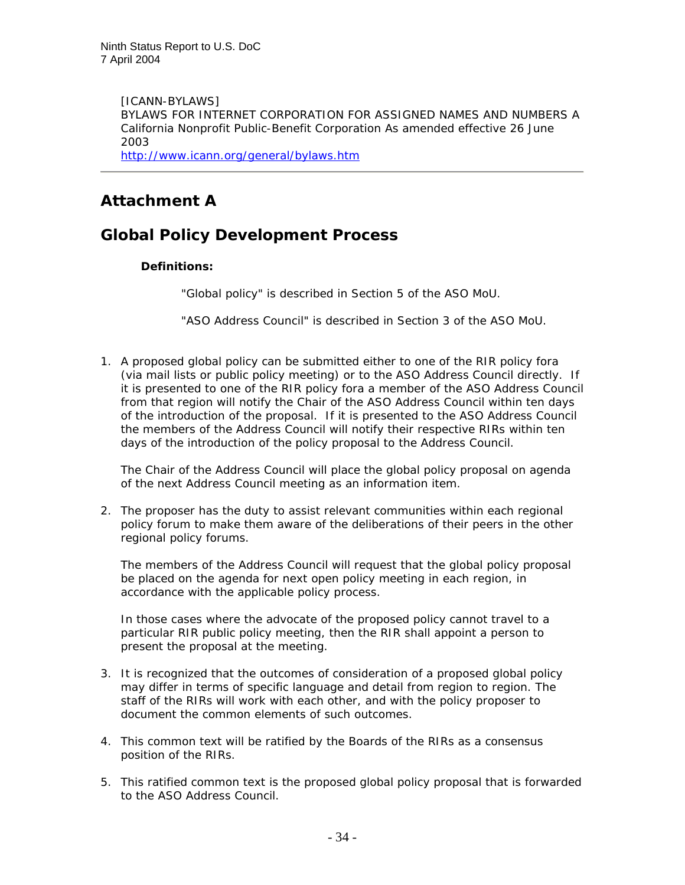[ICANN-BYLAWS]
BYLAWS FOR INTERNET CORPORATION FOR ASSIGNED NAMES AND NUMBERS A California Nonprofit Public-Benefit Corporation As amended effective 26 June 2003
http://www.icann.org/general/bylaws.htm

---

# Attachment A

## Global Policy Development Process

**Definitions:**

"Global policy" is described in Section 5 of the ASO MoU.

"ASO Address Council" is described in Section 3 of the ASO MoU.

1. A proposed global policy can be submitted either to one of the RIR policy fora (via mail lists or public policy meeting) or to the ASO Address Council directly. If it is presented to one of the RIR policy fora a member of the ASO Address Council from that region will notify the Chair of the ASO Address Council within ten days of the introduction of the proposal. If it is presented to the ASO Address Council the members of the Address Council will notify their respective RIRs within ten days of the introduction of the policy proposal to the Address Council.

   The Chair of the Address Council will place the global policy proposal on agenda of the next Address Council meeting as an information item.

2. The proposer has the duty to assist relevant communities within each regional policy forum to make them aware of the deliberations of their peers in the other regional policy forums.

   The members of the Address Council will request that the global policy proposal be placed on the agenda for next open policy meeting in each region, in accordance with the applicable policy process.

   In those cases where the advocate of the proposed policy cannot travel to a particular RIR public policy meeting, then the RIR shall appoint a person to present the proposal at the meeting.

3. It is recognized that the outcomes of consideration of a proposed global policy may differ in terms of specific language and detail from region to region. The staff of the RIRs will work with each other, and with the policy proposer to document the common elements of such outcomes.

4. This common text will be ratified by the Boards of the RIRs as a consensus position of the RIRs.

5. This ratified common text is the proposed global policy proposal that is forwarded to the ASO Address Council.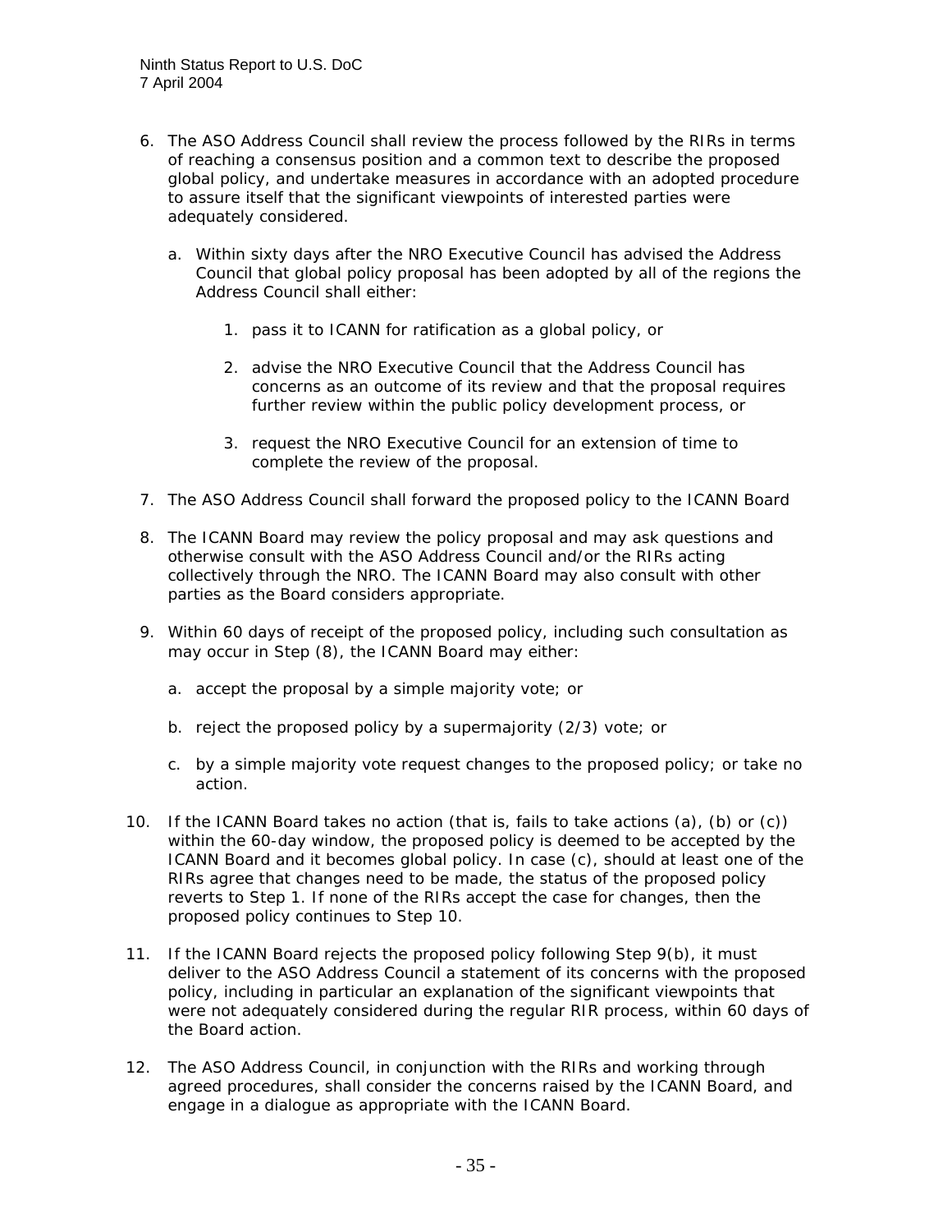6. The ASO Address Council shall review the process followed by the RIRs in terms of reaching a consensus position and a common text to describe the proposed global policy, and undertake measures in accordance with an adopted procedure to assure itself that the significant viewpoints of interested parties were adequately considered.

   a. Within sixty days after the NRO Executive Council has advised the Address Council that global policy proposal has been adopted by all of the regions the Address Council shall either:

      1. pass it to ICANN for ratification as a global policy, or

      2. advise the NRO Executive Council that the Address Council has concerns as an outcome of its review and that the proposal requires further review within the public policy development process, or

      3. request the NRO Executive Council for an extension of time to complete the review of the proposal.

7. The ASO Address Council shall forward the proposed policy to the ICANN Board

8. The ICANN Board may review the policy proposal and may ask questions and otherwise consult with the ASO Address Council and/or the RIRs acting collectively through the NRO. The ICANN Board may also consult with other parties as the Board considers appropriate.

9. Within 60 days of receipt of the proposed policy, including such consultation as may occur in Step (8), the ICANN Board may either:

   a. accept the proposal by a simple majority vote; or

   b. reject the proposed policy by a supermajority (2/3) vote; or

   c. by a simple majority vote request changes to the proposed policy; or take no action.

10. If the ICANN Board takes no action (that is, fails to take actions (a), (b) or (c)) within the 60-day window, the proposed policy is deemed to be accepted by the ICANN Board and it becomes global policy. In case (c), should at least one of the RIRs agree that changes need to be made, the status of the proposed policy reverts to Step 1. If none of the RIRs accept the case for changes, then the proposed policy continues to Step 10.

11. If the ICANN Board rejects the proposed policy following Step 9(b), it must deliver to the ASO Address Council a statement of its concerns with the proposed policy, including in particular an explanation of the significant viewpoints that were not adequately considered during the regular RIR process, within 60 days of the Board action.

12. The ASO Address Council, in conjunction with the RIRs and working through agreed procedures, shall consider the concerns raised by the ICANN Board, and engage in a dialogue as appropriate with the ICANN Board.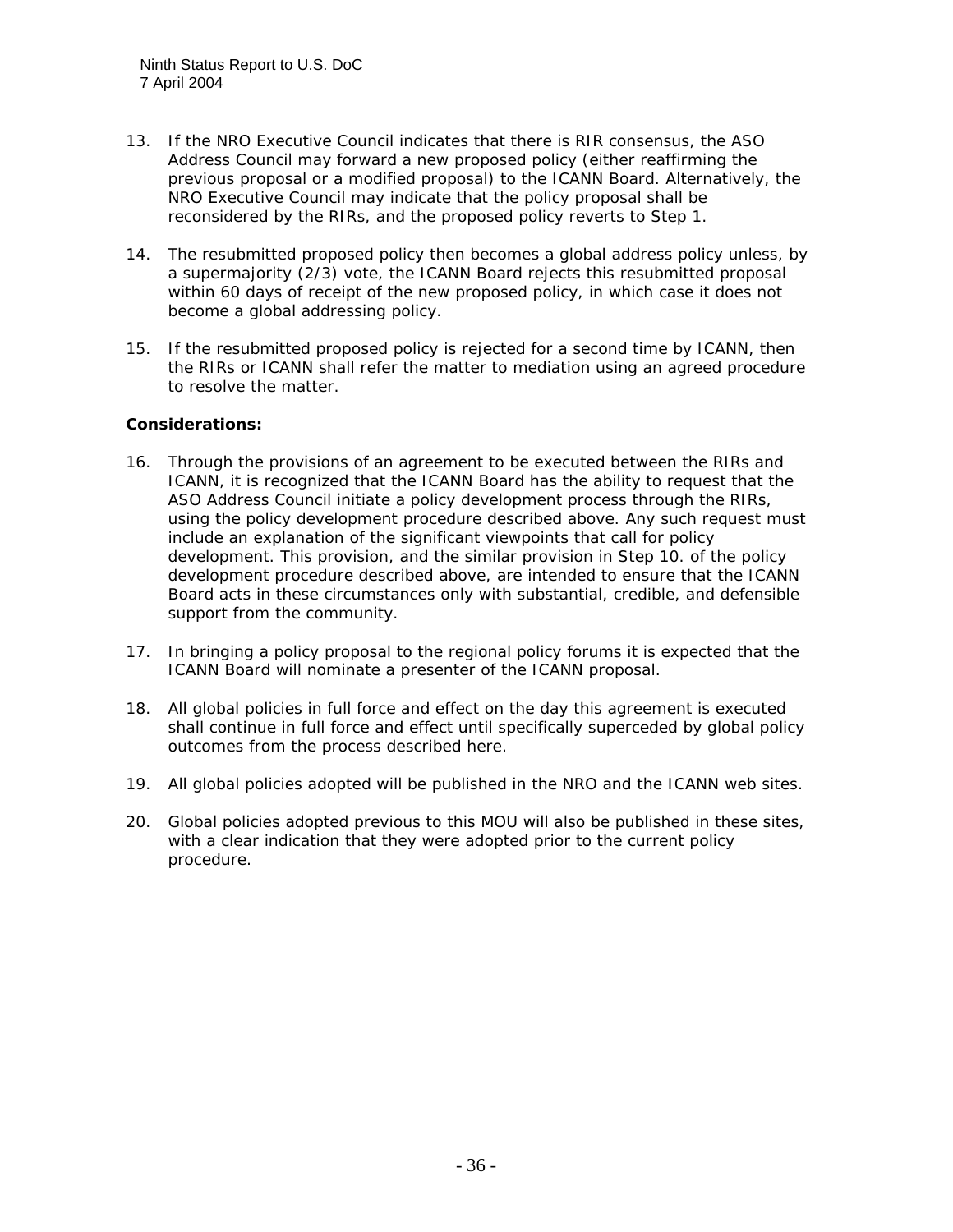13. If the NRO Executive Council indicates that there is RIR consensus, the ASO Address Council may forward a new proposed policy (either reaffirming the previous proposal or a modified proposal) to the ICANN Board. Alternatively, the NRO Executive Council may indicate that the policy proposal shall be reconsidered by the RIRs, and the proposed policy reverts to Step 1.

14. The resubmitted proposed policy then becomes a global address policy unless, by a supermajority (2/3) vote, the ICANN Board rejects this resubmitted proposal within 60 days of receipt of the new proposed policy, in which case it does not become a global addressing policy.

15. If the resubmitted proposed policy is rejected for a second time by ICANN, then the RIRs or ICANN shall refer the matter to mediation using an agreed procedure to resolve the matter.

**Considerations:**

16. Through the provisions of an agreement to be executed between the RIRs and ICANN, it is recognized that the ICANN Board has the ability to request that the ASO Address Council initiate a policy development process through the RIRs, using the policy development procedure described above. Any such request must include an explanation of the significant viewpoints that call for policy development. This provision, and the similar provision in Step 10. of the policy development procedure described above, are intended to ensure that the ICANN Board acts in these circumstances only with substantial, credible, and defensible support from the community.

17. In bringing a policy proposal to the regional policy forums it is expected that the ICANN Board will nominate a presenter of the ICANN proposal.

18. All global policies in full force and effect on the day this agreement is executed shall continue in full force and effect until specifically superceded by global policy outcomes from the process described here.

19. All global policies adopted will be published in the NRO and the ICANN web sites.

20. Global policies adopted previous to this MOU will also be published in these sites, with a clear indication that they were adopted prior to the current policy procedure.